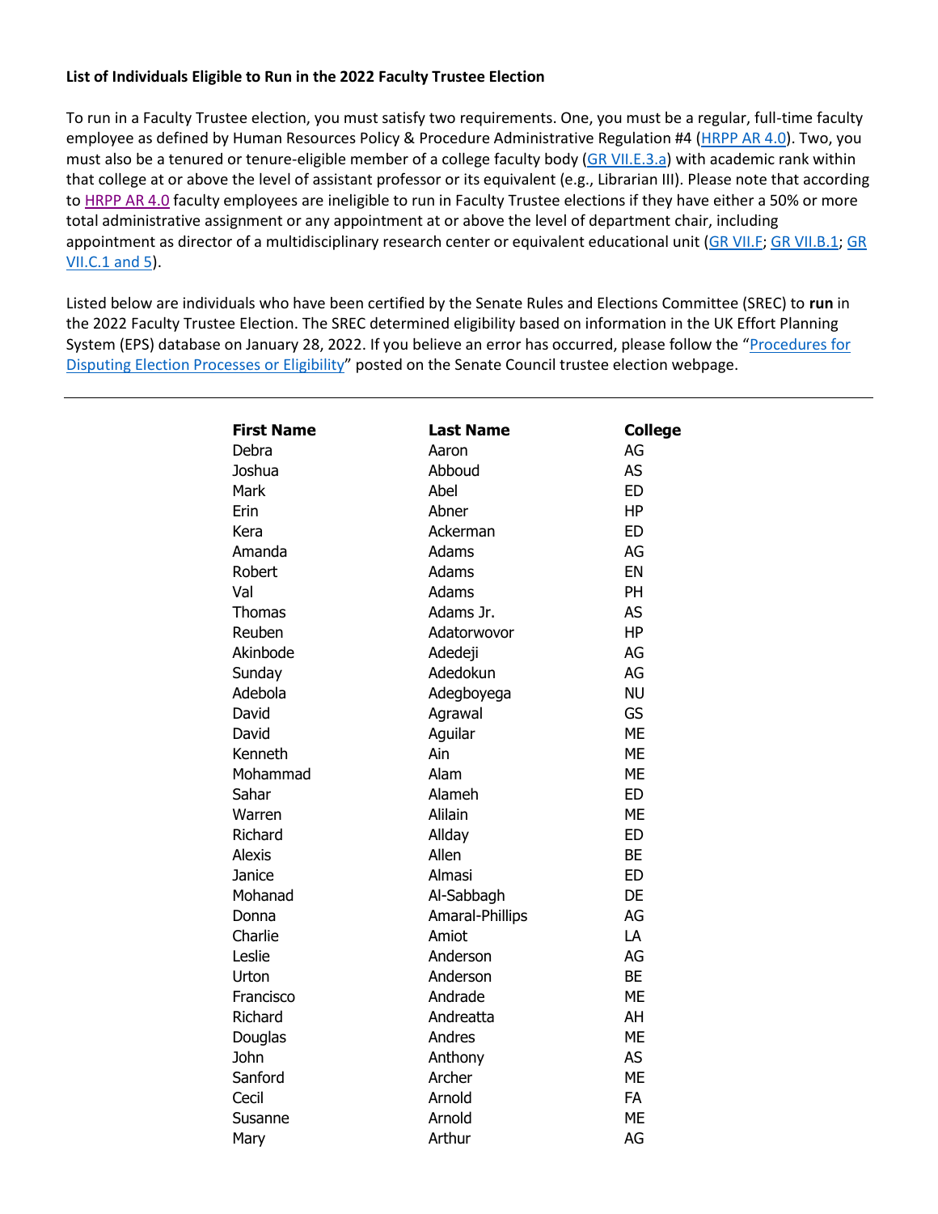**List of Individuals Eligible to Run in the 2022 Faculty Trustee Election**

To run in a Faculty Trustee election, you must satisfy two requirements. One, you must be a regular, full-time faculty employee as defined by Human Resources Policy & Procedure Administrative Regulation #4 (HRPP AR 4.0). Two, you must also be a tenured or tenure-eligible member of a college faculty body (GR VII.E.3.a) with academic rank within that college at or above the level of assistant professor or its equivalent (e.g., Librarian III). Please note that according to HRPP AR 4.0 faculty employees are ineligible to run in Faculty Trustee elections if they have either a 50% or more total administrative assignment or any appointment at or above the level of department chair, including appointment as director of a multidisciplinary research center or equivalent educational unit (GR VII.F; GR VII.B.1; GR VII.C.1 and 5).

Listed below are individuals who have been certified by the Senate Rules and Elections Committee (SREC) to **run** in the 2022 Faculty Trustee Election. The SREC determined eligibility based on information in the UK Effort Planning System (EPS) database on January 28, 2022. If you believe an error has occurred, please follow the "Procedures for Disputing Election Processes or Eligibility" posted on the Senate Council trustee election webpage.

---

| First Name | Last Name | College |
|---|---|---|
| Debra | Aaron | AG |
| Joshua | Abboud | AS |
| Mark | Abel | ED |
| Erin | Abner | HP |
| Kera | Ackerman | ED |
| Amanda | Adams | AG |
| Robert | Adams | EN |
| Val | Adams | PH |
| Thomas | Adams Jr. | AS |
| Reuben | Adatorwovor | HP |
| Akinbode | Adedeji | AG |
| Sunday | Adedokun | AG |
| Adebola | Adegboyega | NU |
| David | Agrawal | GS |
| David | Aguilar | ME |
| Kenneth | Ain | ME |
| Mohammad | Alam | ME |
| Sahar | Alameh | ED |
| Warren | Alilain | ME |
| Richard | Allday | ED |
| Alexis | Allen | BE |
| Janice | Almasi | ED |
| Mohanad | Al-Sabbagh | DE |
| Donna | Amaral-Phillips | AG |
| Charlie | Amiot | LA |
| Leslie | Anderson | AG |
| Urton | Anderson | BE |
| Francisco | Andrade | ME |
| Richard | Andreatta | AH |
| Douglas | Andres | ME |
| John | Anthony | AS |
| Sanford | Archer | ME |
| Cecil | Arnold | FA |
| Susanne | Arnold | ME |
| Mary | Arthur | AG |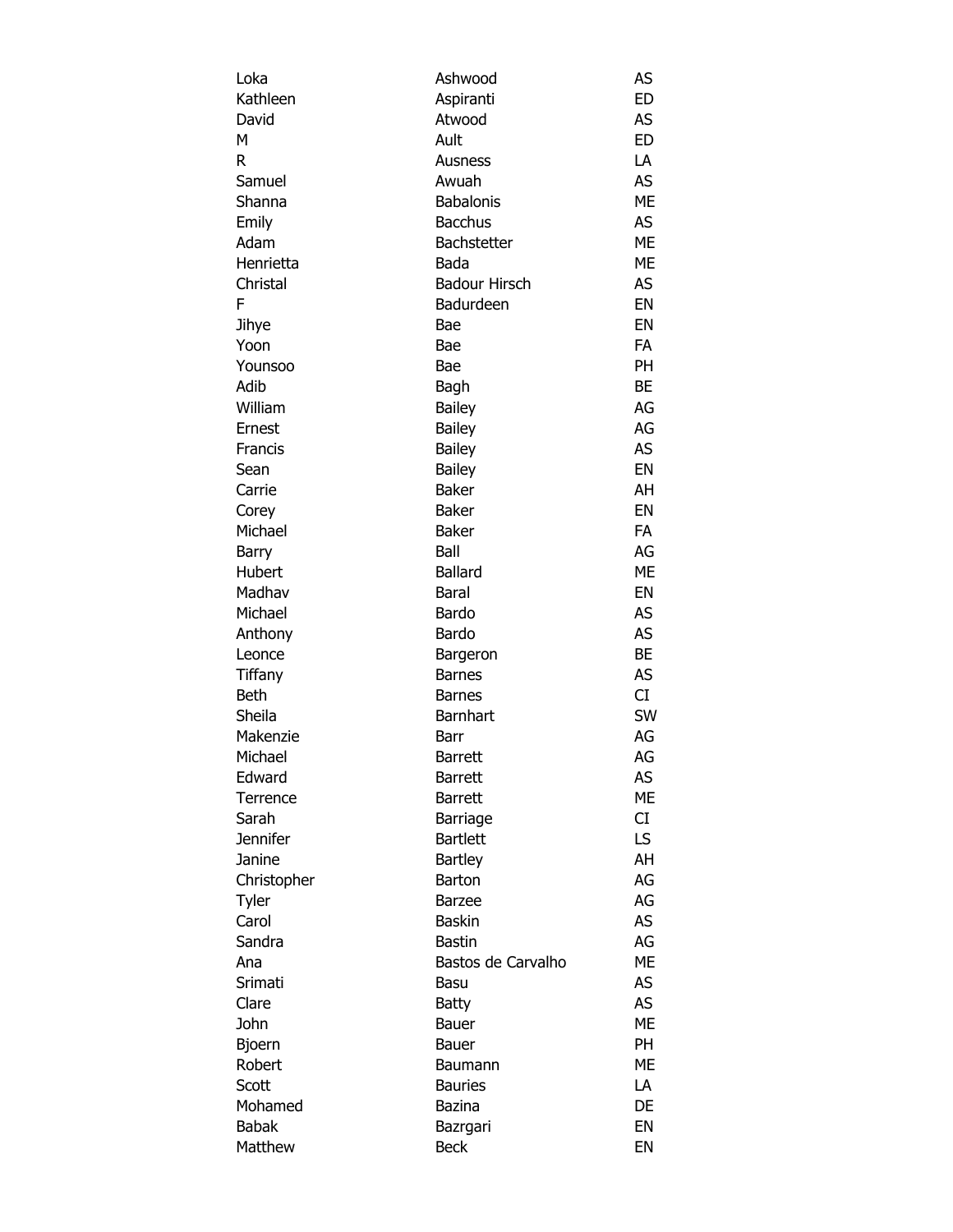| | | |
|---|---|---|
| Loka | Ashwood | AS |
| Kathleen | Aspiranti | ED |
| David | Atwood | AS |
| M | Ault | ED |
| R | Ausness | LA |
| Samuel | Awuah | AS |
| Shanna | Babalonis | ME |
| Emily | Bacchus | AS |
| Adam | Bachstetter | ME |
| Henrietta | Bada | ME |
| Christal | Badour Hirsch | AS |
| F | Badurdeen | EN |
| Jihye | Bae | EN |
| Yoon | Bae | FA |
| Younsoo | Bae | PH |
| Adib | Bagh | BE |
| William | Bailey | AG |
| Ernest | Bailey | AG |
| Francis | Bailey | AS |
| Sean | Bailey | EN |
| Carrie | Baker | AH |
| Corey | Baker | EN |
| Michael | Baker | FA |
| Barry | Ball | AG |
| Hubert | Ballard | ME |
| Madhav | Baral | EN |
| Michael | Bardo | AS |
| Anthony | Bardo | AS |
| Leonce | Bargeron | BE |
| Tiffany | Barnes | AS |
| Beth | Barnes | CI |
| Sheila | Barnhart | SW |
| Makenzie | Barr | AG |
| Michael | Barrett | AG |
| Edward | Barrett | AS |
| Terrence | Barrett | ME |
| Sarah | Barriage | CI |
| Jennifer | Bartlett | LS |
| Janine | Bartley | AH |
| Christopher | Barton | AG |
| Tyler | Barzee | AG |
| Carol | Baskin | AS |
| Sandra | Bastin | AG |
| Ana | Bastos de Carvalho | ME |
| Srimati | Basu | AS |
| Clare | Batty | AS |
| John | Bauer | ME |
| Bjoern | Bauer | PH |
| Robert | Baumann | ME |
| Scott | Bauries | LA |
| Mohamed | Bazina | DE |
| Babak | Bazrgari | EN |
| Matthew | Beck | EN |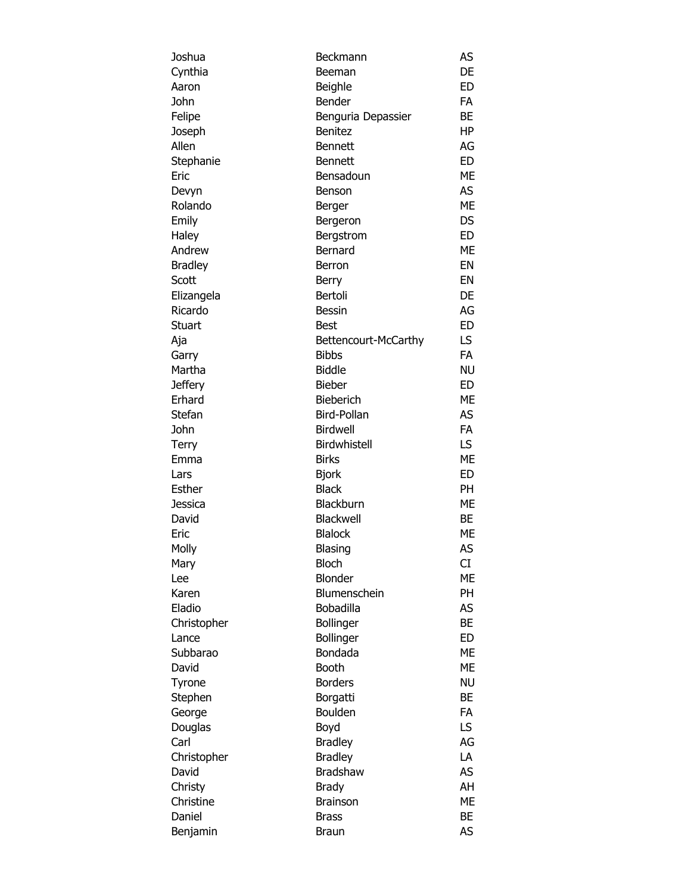| | | |
|---|---|---|
| Joshua | Beckmann | AS |
| Cynthia | Beeman | DE |
| Aaron | Beighle | ED |
| John | Bender | FA |
| Felipe | Benguria Depassier | BE |
| Joseph | Benitez | HP |
| Allen | Bennett | AG |
| Stephanie | Bennett | ED |
| Eric | Bensadoun | ME |
| Devyn | Benson | AS |
| Rolando | Berger | ME |
| Emily | Bergeron | DS |
| Haley | Bergstrom | ED |
| Andrew | Bernard | ME |
| Bradley | Berron | EN |
| Scott | Berry | EN |
| Elizangela | Bertoli | DE |
| Ricardo | Bessin | AG |
| Stuart | Best | ED |
| Aja | Bettencourt-McCarthy | LS |
| Garry | Bibbs | FA |
| Martha | Biddle | NU |
| Jeffery | Bieber | ED |
| Erhard | Bieberich | ME |
| Stefan | Bird-Pollan | AS |
| John | Birdwell | FA |
| Terry | Birdwhistell | LS |
| Emma | Birks | ME |
| Lars | Bjork | ED |
| Esther | Black | PH |
| Jessica | Blackburn | ME |
| David | Blackwell | BE |
| Eric | Blalock | ME |
| Molly | Blasing | AS |
| Mary | Bloch | CI |
| Lee | Blonder | ME |
| Karen | Blumenschein | PH |
| Eladio | Bobadilla | AS |
| Christopher | Bollinger | BE |
| Lance | Bollinger | ED |
| Subbarao | Bondada | ME |
| David | Booth | ME |
| Tyrone | Borders | NU |
| Stephen | Borgatti | BE |
| George | Boulden | FA |
| Douglas | Boyd | LS |
| Carl | Bradley | AG |
| Christopher | Bradley | LA |
| David | Bradshaw | AS |
| Christy | Brady | AH |
| Christine | Brainson | ME |
| Daniel | Brass | BE |
| Benjamin | Braun | AS |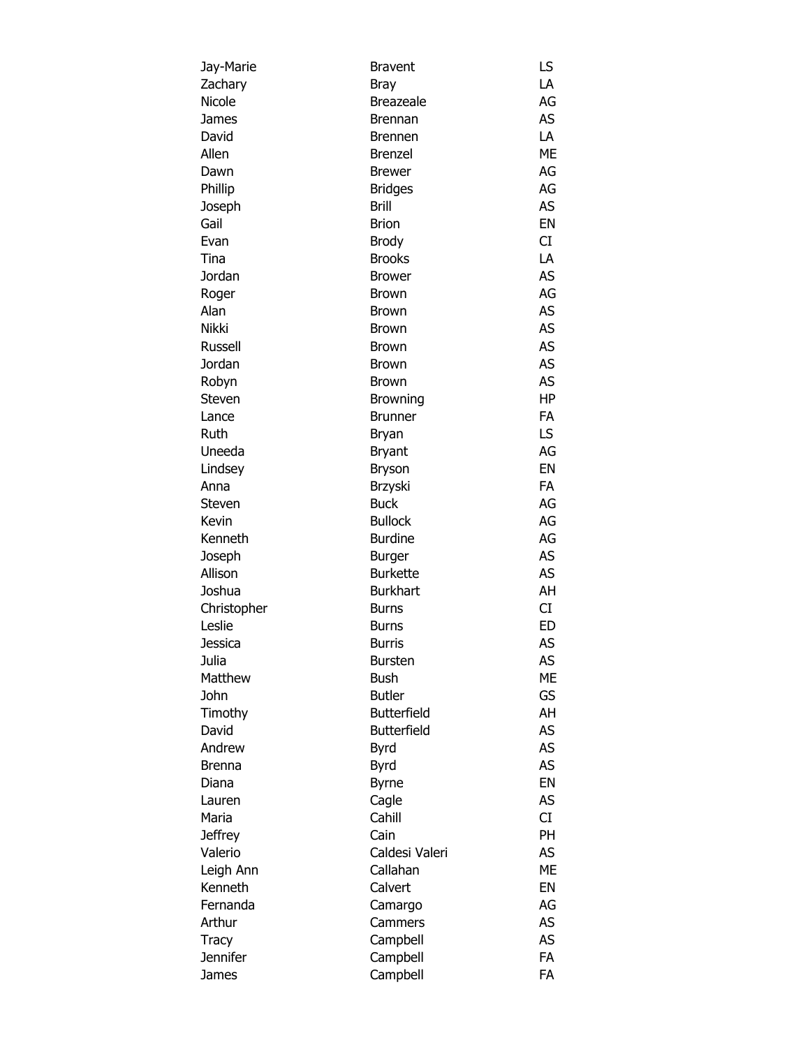| | | |
|---|---|---|
| Jay-Marie | Bravent | LS |
| Zachary | Bray | LA |
| Nicole | Breazeale | AG |
| James | Brennan | AS |
| David | Brennen | LA |
| Allen | Brenzel | ME |
| Dawn | Brewer | AG |
| Phillip | Bridges | AG |
| Joseph | Brill | AS |
| Gail | Brion | EN |
| Evan | Brody | CI |
| Tina | Brooks | LA |
| Jordan | Brower | AS |
| Roger | Brown | AG |
| Alan | Brown | AS |
| Nikki | Brown | AS |
| Russell | Brown | AS |
| Jordan | Brown | AS |
| Robyn | Brown | AS |
| Steven | Browning | HP |
| Lance | Brunner | FA |
| Ruth | Bryan | LS |
| Uneeda | Bryant | AG |
| Lindsey | Bryson | EN |
| Anna | Brzyski | FA |
| Steven | Buck | AG |
| Kevin | Bullock | AG |
| Kenneth | Burdine | AG |
| Joseph | Burger | AS |
| Allison | Burkette | AS |
| Joshua | Burkhart | AH |
| Christopher | Burns | CI |
| Leslie | Burns | ED |
| Jessica | Burris | AS |
| Julia | Bursten | AS |
| Matthew | Bush | ME |
| John | Butler | GS |
| Timothy | Butterfield | AH |
| David | Butterfield | AS |
| Andrew | Byrd | AS |
| Brenna | Byrd | AS |
| Diana | Byrne | EN |
| Lauren | Cagle | AS |
| Maria | Cahill | CI |
| Jeffrey | Cain | PH |
| Valerio | Caldesi Valeri | AS |
| Leigh Ann | Callahan | ME |
| Kenneth | Calvert | EN |
| Fernanda | Camargo | AG |
| Arthur | Cammers | AS |
| Tracy | Campbell | AS |
| Jennifer | Campbell | FA |
| James | Campbell | FA |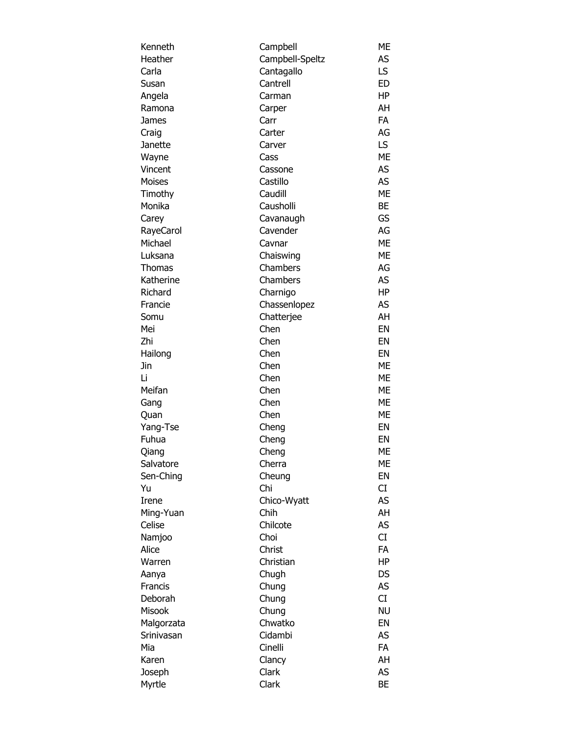| | | |
|---|---|---|
| Kenneth | Campbell | ME |
| Heather | Campbell-Speltz | AS |
| Carla | Cantagallo | LS |
| Susan | Cantrell | ED |
| Angela | Carman | HP |
| Ramona | Carper | AH |
| James | Carr | FA |
| Craig | Carter | AG |
| Janette | Carver | LS |
| Wayne | Cass | ME |
| Vincent | Cassone | AS |
| Moises | Castillo | AS |
| Timothy | Caudill | ME |
| Monika | Causholli | BE |
| Carey | Cavanaugh | GS |
| RayeCarol | Cavender | AG |
| Michael | Cavnar | ME |
| Luksana | Chaiswing | ME |
| Thomas | Chambers | AG |
| Katherine | Chambers | AS |
| Richard | Charnigo | HP |
| Francie | Chassenlopez | AS |
| Somu | Chatterjee | AH |
| Mei | Chen | EN |
| Zhi | Chen | EN |
| Hailong | Chen | EN |
| Jin | Chen | ME |
| Li | Chen | ME |
| Meifan | Chen | ME |
| Gang | Chen | ME |
| Quan | Chen | ME |
| Yang-Tse | Cheng | EN |
| Fuhua | Cheng | EN |
| Qiang | Cheng | ME |
| Salvatore | Cherra | ME |
| Sen-Ching | Cheung | EN |
| Yu | Chi | CI |
| Irene | Chico-Wyatt | AS |
| Ming-Yuan | Chih | AH |
| Celise | Chilcote | AS |
| Namjoo | Choi | CI |
| Alice | Christ | FA |
| Warren | Christian | HP |
| Aanya | Chugh | DS |
| Francis | Chung | AS |
| Deborah | Chung | CI |
| Misook | Chung | NU |
| Malgorzata | Chwatko | EN |
| Srinivasan | Cidambi | AS |
| Mia | Cinelli | FA |
| Karen | Clancy | AH |
| Joseph | Clark | AS |
| Myrtle | Clark | BE |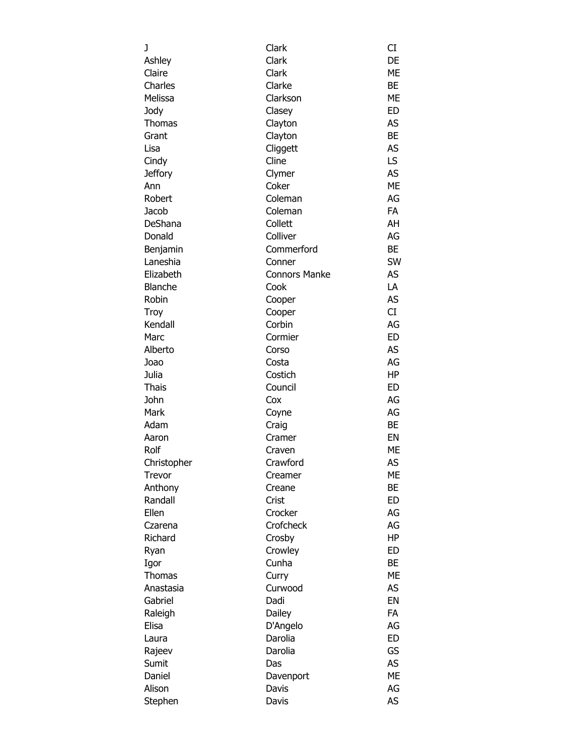| | | |
|---|---|---|
| J | Clark | CI |
| Ashley | Clark | DE |
| Claire | Clark | ME |
| Charles | Clarke | BE |
| Melissa | Clarkson | ME |
| Jody | Clasey | ED |
| Thomas | Clayton | AS |
| Grant | Clayton | BE |
| Lisa | Cliggett | AS |
| Cindy | Cline | LS |
| Jeffory | Clymer | AS |
| Ann | Coker | ME |
| Robert | Coleman | AG |
| Jacob | Coleman | FA |
| DeShana | Collett | AH |
| Donald | Colliver | AG |
| Benjamin | Commerford | BE |
| Laneshia | Conner | SW |
| Elizabeth | Connors Manke | AS |
| Blanche | Cook | LA |
| Robin | Cooper | AS |
| Troy | Cooper | CI |
| Kendall | Corbin | AG |
| Marc | Cormier | ED |
| Alberto | Corso | AS |
| Joao | Costa | AG |
| Julia | Costich | HP |
| Thais | Council | ED |
| John | Cox | AG |
| Mark | Coyne | AG |
| Adam | Craig | BE |
| Aaron | Cramer | EN |
| Rolf | Craven | ME |
| Christopher | Crawford | AS |
| Trevor | Creamer | ME |
| Anthony | Creane | BE |
| Randall | Crist | ED |
| Ellen | Crocker | AG |
| Czarena | Crofcheck | AG |
| Richard | Crosby | HP |
| Ryan | Crowley | ED |
| Igor | Cunha | BE |
| Thomas | Curry | ME |
| Anastasia | Curwood | AS |
| Gabriel | Dadi | EN |
| Raleigh | Dailey | FA |
| Elisa | D'Angelo | AG |
| Laura | Darolia | ED |
| Rajeev | Darolia | GS |
| Sumit | Das | AS |
| Daniel | Davenport | ME |
| Alison | Davis | AG |
| Stephen | Davis | AS |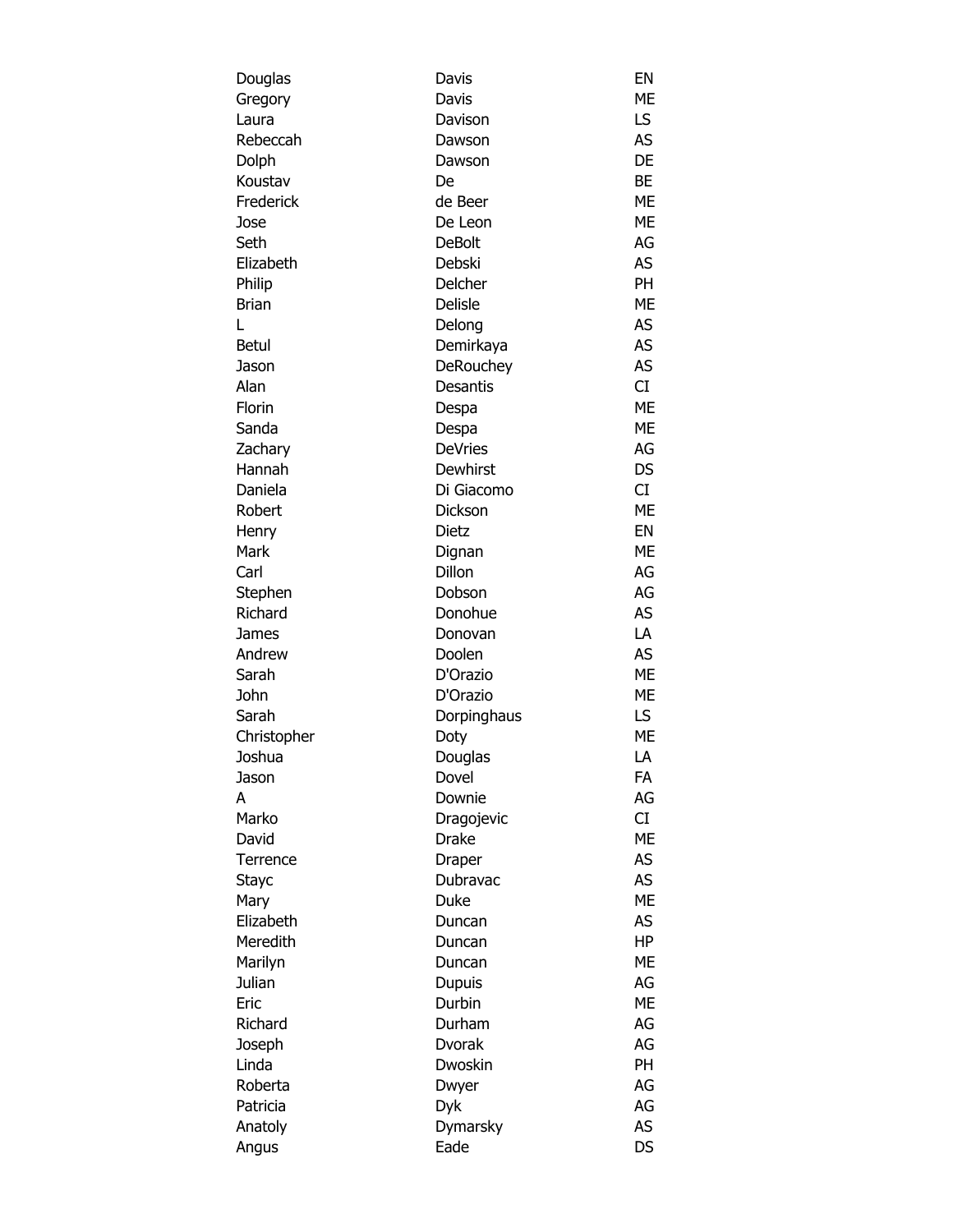| | | |
|---|---|---|
| Douglas | Davis | EN |
| Gregory | Davis | ME |
| Laura | Davison | LS |
| Rebeccah | Dawson | AS |
| Dolph | Dawson | DE |
| Koustav | De | BE |
| Frederick | de Beer | ME |
| Jose | De Leon | ME |
| Seth | DeBolt | AG |
| Elizabeth | Debski | AS |
| Philip | Delcher | PH |
| Brian | Delisle | ME |
| L | Delong | AS |
| Betul | Demirkaya | AS |
| Jason | DeRouchey | AS |
| Alan | Desantis | CI |
| Florin | Despa | ME |
| Sanda | Despa | ME |
| Zachary | DeVries | AG |
| Hannah | Dewhirst | DS |
| Daniela | Di Giacomo | CI |
| Robert | Dickson | ME |
| Henry | Dietz | EN |
| Mark | Dignan | ME |
| Carl | Dillon | AG |
| Stephen | Dobson | AG |
| Richard | Donohue | AS |
| James | Donovan | LA |
| Andrew | Doolen | AS |
| Sarah | D'Orazio | ME |
| John | D'Orazio | ME |
| Sarah | Dorpinghaus | LS |
| Christopher | Doty | ME |
| Joshua | Douglas | LA |
| Jason | Dovel | FA |
| A | Downie | AG |
| Marko | Dragojevic | CI |
| David | Drake | ME |
| Terrence | Draper | AS |
| Stayc | Dubravac | AS |
| Mary | Duke | ME |
| Elizabeth | Duncan | AS |
| Meredith | Duncan | HP |
| Marilyn | Duncan | ME |
| Julian | Dupuis | AG |
| Eric | Durbin | ME |
| Richard | Durham | AG |
| Joseph | Dvorak | AG |
| Linda | Dwoskin | PH |
| Roberta | Dwyer | AG |
| Patricia | Dyk | AG |
| Anatoly | Dymarsky | AS |
| Angus | Eade | DS |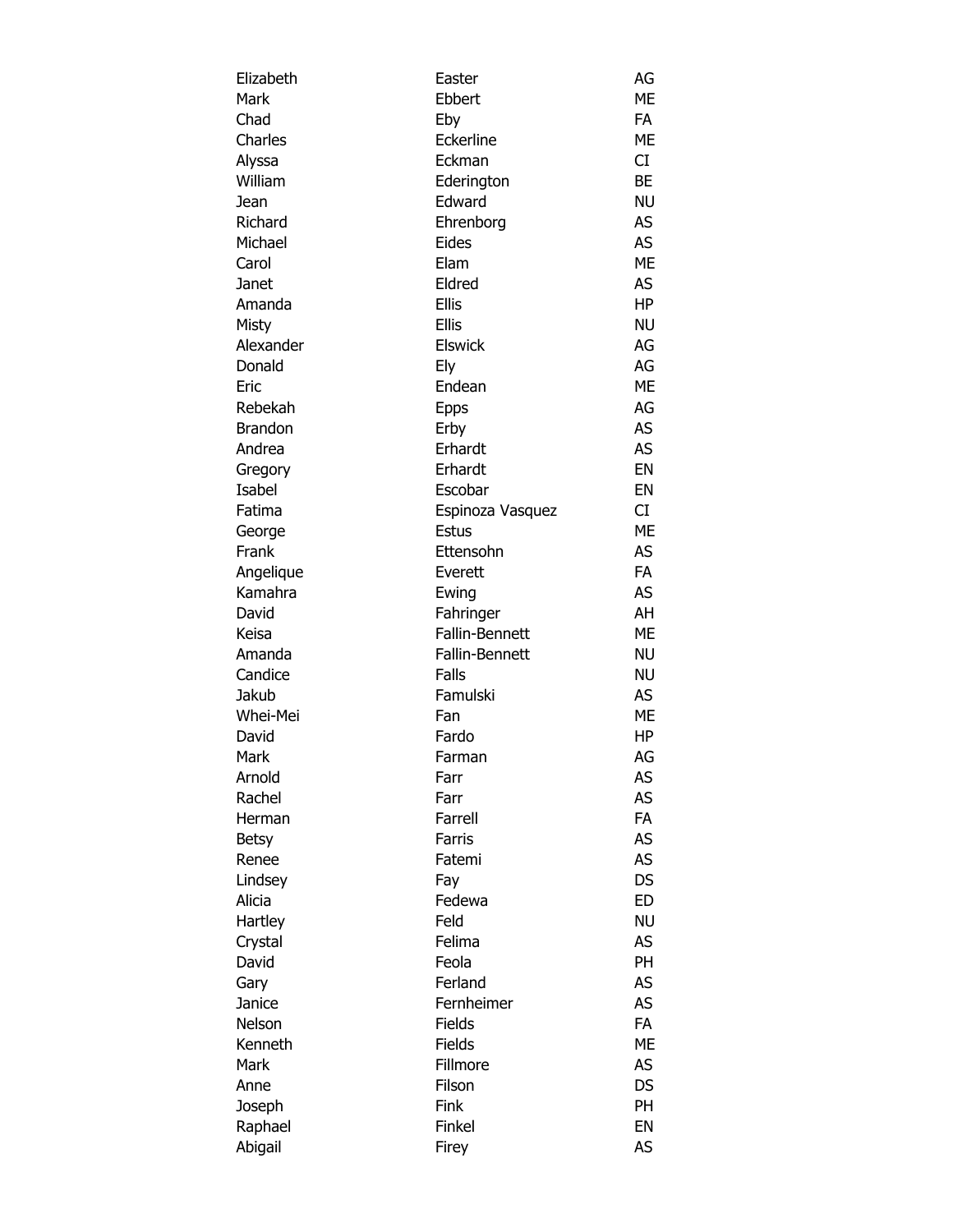| | | |
|---|---|---|
| Elizabeth | Easter | AG |
| Mark | Ebbert | ME |
| Chad | Eby | FA |
| Charles | Eckerline | ME |
| Alyssa | Eckman | CI |
| William | Ederington | BE |
| Jean | Edward | NU |
| Richard | Ehrenborg | AS |
| Michael | Eides | AS |
| Carol | Elam | ME |
| Janet | Eldred | AS |
| Amanda | Ellis | HP |
| Misty | Ellis | NU |
| Alexander | Elswick | AG |
| Donald | Ely | AG |
| Eric | Endean | ME |
| Rebekah | Epps | AG |
| Brandon | Erby | AS |
| Andrea | Erhardt | AS |
| Gregory | Erhardt | EN |
| Isabel | Escobar | EN |
| Fatima | Espinoza Vasquez | CI |
| George | Estus | ME |
| Frank | Ettensohn | AS |
| Angelique | Everett | FA |
| Kamahra | Ewing | AS |
| David | Fahringer | AH |
| Keisa | Fallin-Bennett | ME |
| Amanda | Fallin-Bennett | NU |
| Candice | Falls | NU |
| Jakub | Famulski | AS |
| Whei-Mei | Fan | ME |
| David | Fardo | HP |
| Mark | Farman | AG |
| Arnold | Farr | AS |
| Rachel | Farr | AS |
| Herman | Farrell | FA |
| Betsy | Farris | AS |
| Renee | Fatemi | AS |
| Lindsey | Fay | DS |
| Alicia | Fedewa | ED |
| Hartley | Feld | NU |
| Crystal | Felima | AS |
| David | Feola | PH |
| Gary | Ferland | AS |
| Janice | Fernheimer | AS |
| Nelson | Fields | FA |
| Kenneth | Fields | ME |
| Mark | Fillmore | AS |
| Anne | Filson | DS |
| Joseph | Fink | PH |
| Raphael | Finkel | EN |
| Abigail | Firey | AS |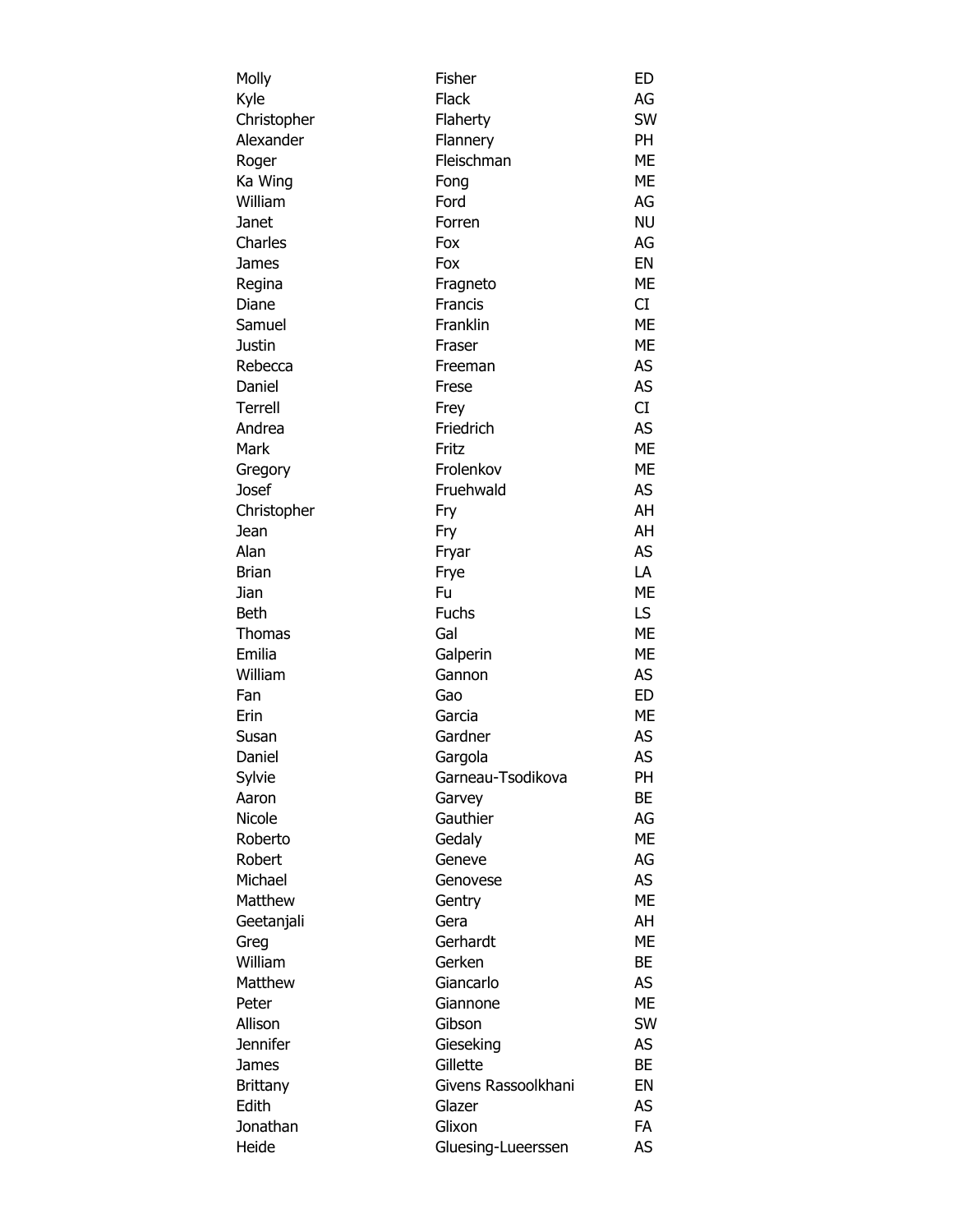| | | |
|---|---|---|
| Molly | Fisher | ED |
| Kyle | Flack | AG |
| Christopher | Flaherty | SW |
| Alexander | Flannery | PH |
| Roger | Fleischman | ME |
| Ka Wing | Fong | ME |
| William | Ford | AG |
| Janet | Forren | NU |
| Charles | Fox | AG |
| James | Fox | EN |
| Regina | Fragneto | ME |
| Diane | Francis | CI |
| Samuel | Franklin | ME |
| Justin | Fraser | ME |
| Rebecca | Freeman | AS |
| Daniel | Frese | AS |
| Terrell | Frey | CI |
| Andrea | Friedrich | AS |
| Mark | Fritz | ME |
| Gregory | Frolenkov | ME |
| Josef | Fruehwald | AS |
| Christopher | Fry | AH |
| Jean | Fry | AH |
| Alan | Fryar | AS |
| Brian | Frye | LA |
| Jian | Fu | ME |
| Beth | Fuchs | LS |
| Thomas | Gal | ME |
| Emilia | Galperin | ME |
| William | Gannon | AS |
| Fan | Gao | ED |
| Erin | Garcia | ME |
| Susan | Gardner | AS |
| Daniel | Gargola | AS |
| Sylvie | Garneau-Tsodikova | PH |
| Aaron | Garvey | BE |
| Nicole | Gauthier | AG |
| Roberto | Gedaly | ME |
| Robert | Geneve | AG |
| Michael | Genovese | AS |
| Matthew | Gentry | ME |
| Geetanjali | Gera | AH |
| Greg | Gerhardt | ME |
| William | Gerken | BE |
| Matthew | Giancarlo | AS |
| Peter | Giannone | ME |
| Allison | Gibson | SW |
| Jennifer | Gieseking | AS |
| James | Gillette | BE |
| Brittany | Givens Rassoolkhani | EN |
| Edith | Glazer | AS |
| Jonathan | Glixon | FA |
| Heide | Gluesing-Lueerssen | AS |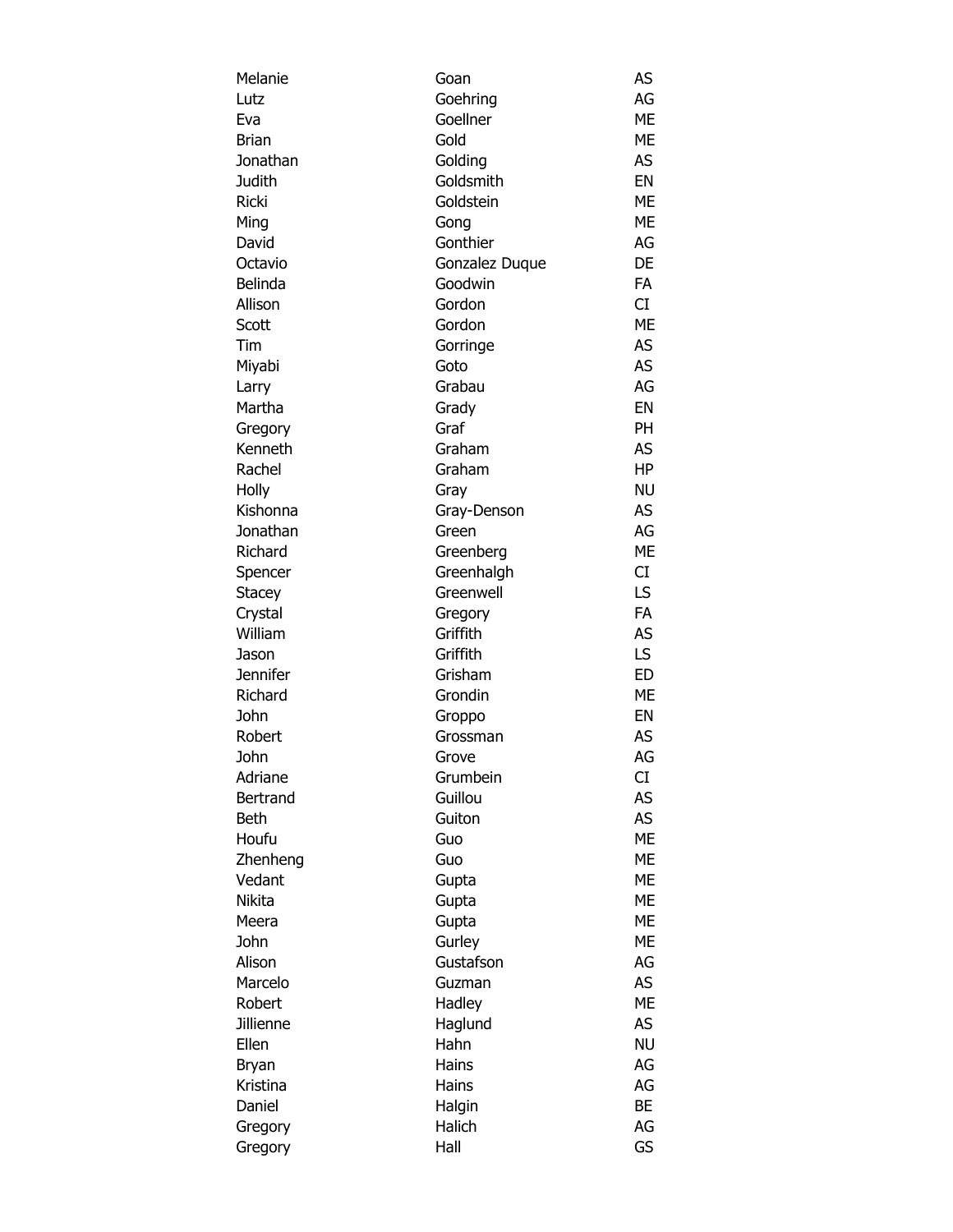| | | |
|---|---|---|
| Melanie | Goan | AS |
| Lutz | Goehring | AG |
| Eva | Goellner | ME |
| Brian | Gold | ME |
| Jonathan | Golding | AS |
| Judith | Goldsmith | EN |
| Ricki | Goldstein | ME |
| Ming | Gong | ME |
| David | Gonthier | AG |
| Octavio | Gonzalez Duque | DE |
| Belinda | Goodwin | FA |
| Allison | Gordon | CI |
| Scott | Gordon | ME |
| Tim | Gorringe | AS |
| Miyabi | Goto | AS |
| Larry | Grabau | AG |
| Martha | Grady | EN |
| Gregory | Graf | PH |
| Kenneth | Graham | AS |
| Rachel | Graham | HP |
| Holly | Gray | NU |
| Kishonna | Gray-Denson | AS |
| Jonathan | Green | AG |
| Richard | Greenberg | ME |
| Spencer | Greenhalgh | CI |
| Stacey | Greenwell | LS |
| Crystal | Gregory | FA |
| William | Griffith | AS |
| Jason | Griffith | LS |
| Jennifer | Grisham | ED |
| Richard | Grondin | ME |
| John | Groppo | EN |
| Robert | Grossman | AS |
| John | Grove | AG |
| Adriane | Grumbein | CI |
| Bertrand | Guillou | AS |
| Beth | Guiton | AS |
| Houfu | Guo | ME |
| Zhenheng | Guo | ME |
| Vedant | Gupta | ME |
| Nikita | Gupta | ME |
| Meera | Gupta | ME |
| John | Gurley | ME |
| Alison | Gustafson | AG |
| Marcelo | Guzman | AS |
| Robert | Hadley | ME |
| Jillienne | Haglund | AS |
| Ellen | Hahn | NU |
| Bryan | Hains | AG |
| Kristina | Hains | AG |
| Daniel | Halgin | BE |
| Gregory | Halich | AG |
| Gregory | Hall | GS |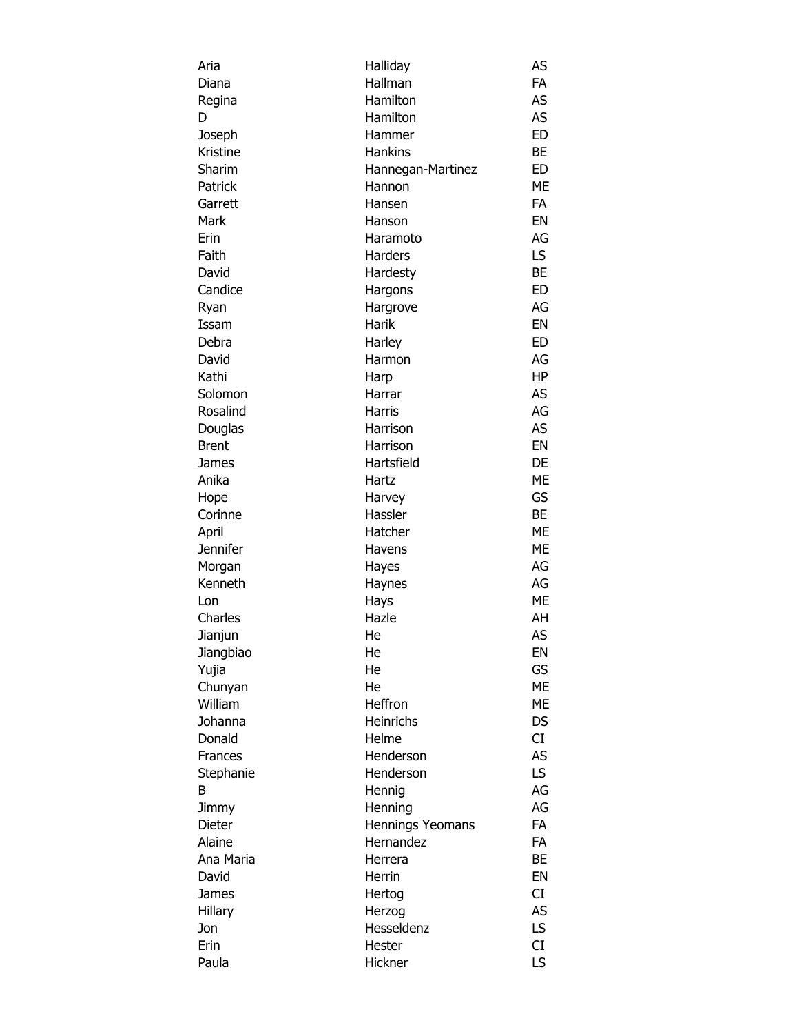| | | |
|---|---|---|
| Aria | Halliday | AS |
| Diana | Hallman | FA |
| Regina | Hamilton | AS |
| D | Hamilton | AS |
| Joseph | Hammer | ED |
| Kristine | Hankins | BE |
| Sharim | Hannegan-Martinez | ED |
| Patrick | Hannon | ME |
| Garrett | Hansen | FA |
| Mark | Hanson | EN |
| Erin | Haramoto | AG |
| Faith | Harders | LS |
| David | Hardesty | BE |
| Candice | Hargons | ED |
| Ryan | Hargrove | AG |
| Issam | Harik | EN |
| Debra | Harley | ED |
| David | Harmon | AG |
| Kathi | Harp | HP |
| Solomon | Harrar | AS |
| Rosalind | Harris | AG |
| Douglas | Harrison | AS |
| Brent | Harrison | EN |
| James | Hartsfield | DE |
| Anika | Hartz | ME |
| Hope | Harvey | GS |
| Corinne | Hassler | BE |
| April | Hatcher | ME |
| Jennifer | Havens | ME |
| Morgan | Hayes | AG |
| Kenneth | Haynes | AG |
| Lon | Hays | ME |
| Charles | Hazle | AH |
| Jianjun | He | AS |
| Jiangbiao | He | EN |
| Yujia | He | GS |
| Chunyan | He | ME |
| William | Heffron | ME |
| Johanna | Heinrichs | DS |
| Donald | Helme | CI |
| Frances | Henderson | AS |
| Stephanie | Henderson | LS |
| B | Hennig | AG |
| Jimmy | Henning | AG |
| Dieter | Hennings Yeomans | FA |
| Alaine | Hernandez | FA |
| Ana Maria | Herrera | BE |
| David | Herrin | EN |
| James | Hertog | CI |
| Hillary | Herzog | AS |
| Jon | Hesseldenz | LS |
| Erin | Hester | CI |
| Paula | Hickner | LS |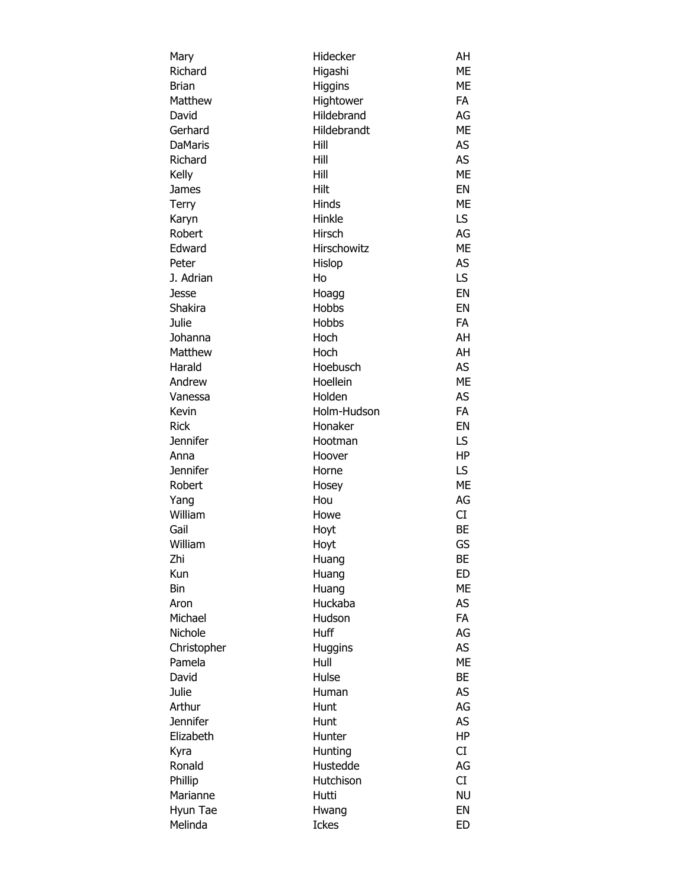| | | |
|---|---|---|
| Mary | Hidecker | AH |
| Richard | Higashi | ME |
| Brian | Higgins | ME |
| Matthew | Hightower | FA |
| David | Hildebrand | AG |
| Gerhard | Hildebrandt | ME |
| DaMaris | Hill | AS |
| Richard | Hill | AS |
| Kelly | Hill | ME |
| James | Hilt | EN |
| Terry | Hinds | ME |
| Karyn | Hinkle | LS |
| Robert | Hirsch | AG |
| Edward | Hirschowitz | ME |
| Peter | Hislop | AS |
| J. Adrian | Ho | LS |
| Jesse | Hoagg | EN |
| Shakira | Hobbs | EN |
| Julie | Hobbs | FA |
| Johanna | Hoch | AH |
| Matthew | Hoch | AH |
| Harald | Hoebusch | AS |
| Andrew | Hoellein | ME |
| Vanessa | Holden | AS |
| Kevin | Holm-Hudson | FA |
| Rick | Honaker | EN |
| Jennifer | Hootman | LS |
| Anna | Hoover | HP |
| Jennifer | Horne | LS |
| Robert | Hosey | ME |
| Yang | Hou | AG |
| William | Howe | CI |
| Gail | Hoyt | BE |
| William | Hoyt | GS |
| Zhi | Huang | BE |
| Kun | Huang | ED |
| Bin | Huang | ME |
| Aron | Huckaba | AS |
| Michael | Hudson | FA |
| Nichole | Huff | AG |
| Christopher | Huggins | AS |
| Pamela | Hull | ME |
| David | Hulse | BE |
| Julie | Human | AS |
| Arthur | Hunt | AG |
| Jennifer | Hunt | AS |
| Elizabeth | Hunter | HP |
| Kyra | Hunting | CI |
| Ronald | Hustedde | AG |
| Phillip | Hutchison | CI |
| Marianne | Hutti | NU |
| Hyun Tae | Hwang | EN |
| Melinda | Ickes | ED |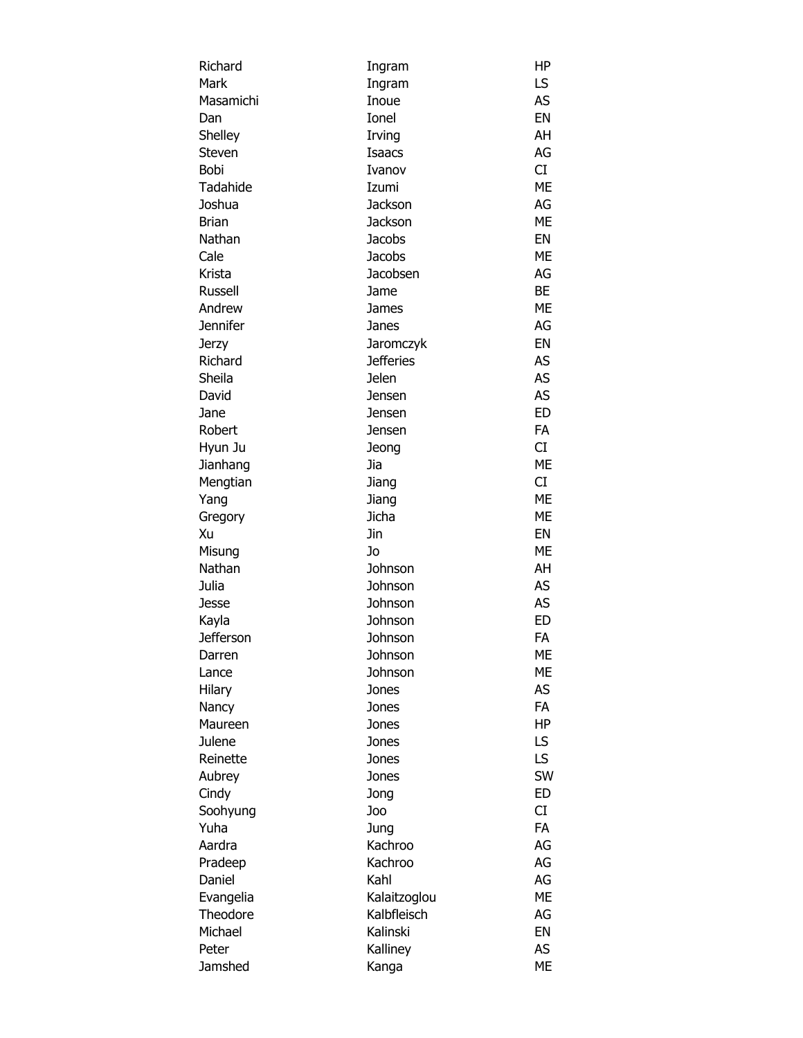| | | |
|---|---|---|
| Richard | Ingram | HP |
| Mark | Ingram | LS |
| Masamichi | Inoue | AS |
| Dan | Ionel | EN |
| Shelley | Irving | AH |
| Steven | Isaacs | AG |
| Bobi | Ivanov | CI |
| Tadahide | Izumi | ME |
| Joshua | Jackson | AG |
| Brian | Jackson | ME |
| Nathan | Jacobs | EN |
| Cale | Jacobs | ME |
| Krista | Jacobsen | AG |
| Russell | Jame | BE |
| Andrew | James | ME |
| Jennifer | Janes | AG |
| Jerzy | Jaromczyk | EN |
| Richard | Jefferies | AS |
| Sheila | Jelen | AS |
| David | Jensen | AS |
| Jane | Jensen | ED |
| Robert | Jensen | FA |
| Hyun Ju | Jeong | CI |
| Jianhang | Jia | ME |
| Mengtian | Jiang | CI |
| Yang | Jiang | ME |
| Gregory | Jicha | ME |
| Xu | Jin | EN |
| Misung | Jo | ME |
| Nathan | Johnson | AH |
| Julia | Johnson | AS |
| Jesse | Johnson | AS |
| Kayla | Johnson | ED |
| Jefferson | Johnson | FA |
| Darren | Johnson | ME |
| Lance | Johnson | ME |
| Hilary | Jones | AS |
| Nancy | Jones | FA |
| Maureen | Jones | HP |
| Julene | Jones | LS |
| Reinette | Jones | LS |
| Aubrey | Jones | SW |
| Cindy | Jong | ED |
| Soohyung | Joo | CI |
| Yuha | Jung | FA |
| Aardra | Kachroo | AG |
| Pradeep | Kachroo | AG |
| Daniel | Kahl | AG |
| Evangelia | Kalaitzoglou | ME |
| Theodore | Kalbfleisch | AG |
| Michael | Kalinski | EN |
| Peter | Kalliney | AS |
| Jamshed | Kanga | ME |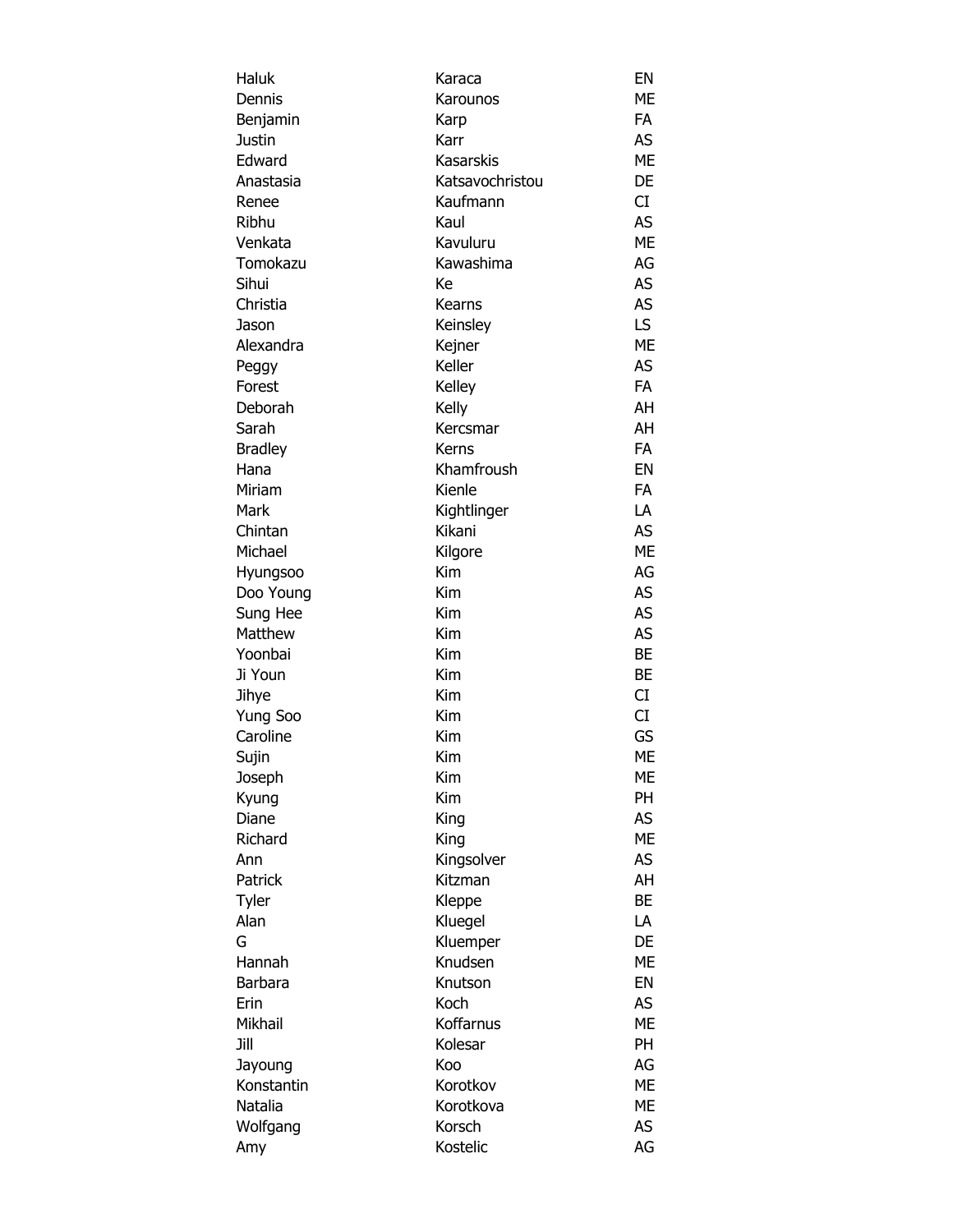| | | |
|---|---|---|
| Haluk | Karaca | EN |
| Dennis | Karounos | ME |
| Benjamin | Karp | FA |
| Justin | Karr | AS |
| Edward | Kasarskis | ME |
| Anastasia | Katsavochristou | DE |
| Renee | Kaufmann | CI |
| Ribhu | Kaul | AS |
| Venkata | Kavuluru | ME |
| Tomokazu | Kawashima | AG |
| Sihui | Ke | AS |
| Christia | Kearns | AS |
| Jason | Keinsley | LS |
| Alexandra | Kejner | ME |
| Peggy | Keller | AS |
| Forest | Kelley | FA |
| Deborah | Kelly | AH |
| Sarah | Kercsmar | AH |
| Bradley | Kerns | FA |
| Hana | Khamfroush | EN |
| Miriam | Kienle | FA |
| Mark | Kightlinger | LA |
| Chintan | Kikani | AS |
| Michael | Kilgore | ME |
| Hyungsoo | Kim | AG |
| Doo Young | Kim | AS |
| Sung Hee | Kim | AS |
| Matthew | Kim | AS |
| Yoonbai | Kim | BE |
| Ji Youn | Kim | BE |
| Jihye | Kim | CI |
| Yung Soo | Kim | CI |
| Caroline | Kim | GS |
| Sujin | Kim | ME |
| Joseph | Kim | ME |
| Kyung | Kim | PH |
| Diane | King | AS |
| Richard | King | ME |
| Ann | Kingsolver | AS |
| Patrick | Kitzman | AH |
| Tyler | Kleppe | BE |
| Alan | Kluegel | LA |
| G | Kluemper | DE |
| Hannah | Knudsen | ME |
| Barbara | Knutson | EN |
| Erin | Koch | AS |
| Mikhail | Koffarnus | ME |
| Jill | Kolesar | PH |
| Jayoung | Koo | AG |
| Konstantin | Korotkov | ME |
| Natalia | Korotkova | ME |
| Wolfgang | Korsch | AS |
| Amy | Kostelic | AG |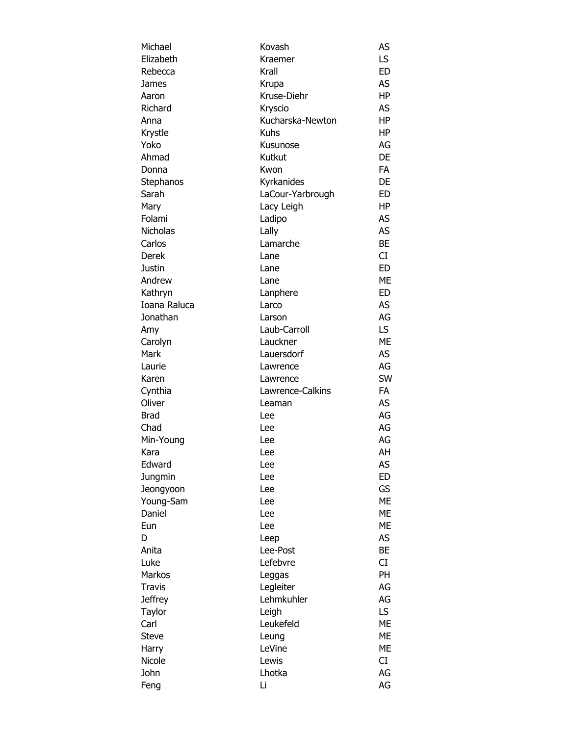| | | |
|---|---|---|
| Michael | Kovash | AS |
| Elizabeth | Kraemer | LS |
| Rebecca | Krall | ED |
| James | Krupa | AS |
| Aaron | Kruse-Diehr | HP |
| Richard | Kryscio | AS |
| Anna | Kucharska-Newton | HP |
| Krystle | Kuhs | HP |
| Yoko | Kusunose | AG |
| Ahmad | Kutkut | DE |
| Donna | Kwon | FA |
| Stephanos | Kyrkanides | DE |
| Sarah | LaCour-Yarbrough | ED |
| Mary | Lacy Leigh | HP |
| Folami | Ladipo | AS |
| Nicholas | Lally | AS |
| Carlos | Lamarche | BE |
| Derek | Lane | CI |
| Justin | Lane | ED |
| Andrew | Lane | ME |
| Kathryn | Lanphere | ED |
| Ioana Raluca | Larco | AS |
| Jonathan | Larson | AG |
| Amy | Laub-Carroll | LS |
| Carolyn | Lauckner | ME |
| Mark | Lauersdorf | AS |
| Laurie | Lawrence | AG |
| Karen | Lawrence | SW |
| Cynthia | Lawrence-Calkins | FA |
| Oliver | Leaman | AS |
| Brad | Lee | AG |
| Chad | Lee | AG |
| Min-Young | Lee | AG |
| Kara | Lee | AH |
| Edward | Lee | AS |
| Jungmin | Lee | ED |
| Jeongyoon | Lee | GS |
| Young-Sam | Lee | ME |
| Daniel | Lee | ME |
| Eun | Lee | ME |
| D | Leep | AS |
| Anita | Lee-Post | BE |
| Luke | Lefebvre | CI |
| Markos | Leggas | PH |
| Travis | Legleiter | AG |
| Jeffrey | Lehmkuhler | AG |
| Taylor | Leigh | LS |
| Carl | Leukefeld | ME |
| Steve | Leung | ME |
| Harry | LeVine | ME |
| Nicole | Lewis | CI |
| John | Lhotka | AG |
| Feng | Li | AG |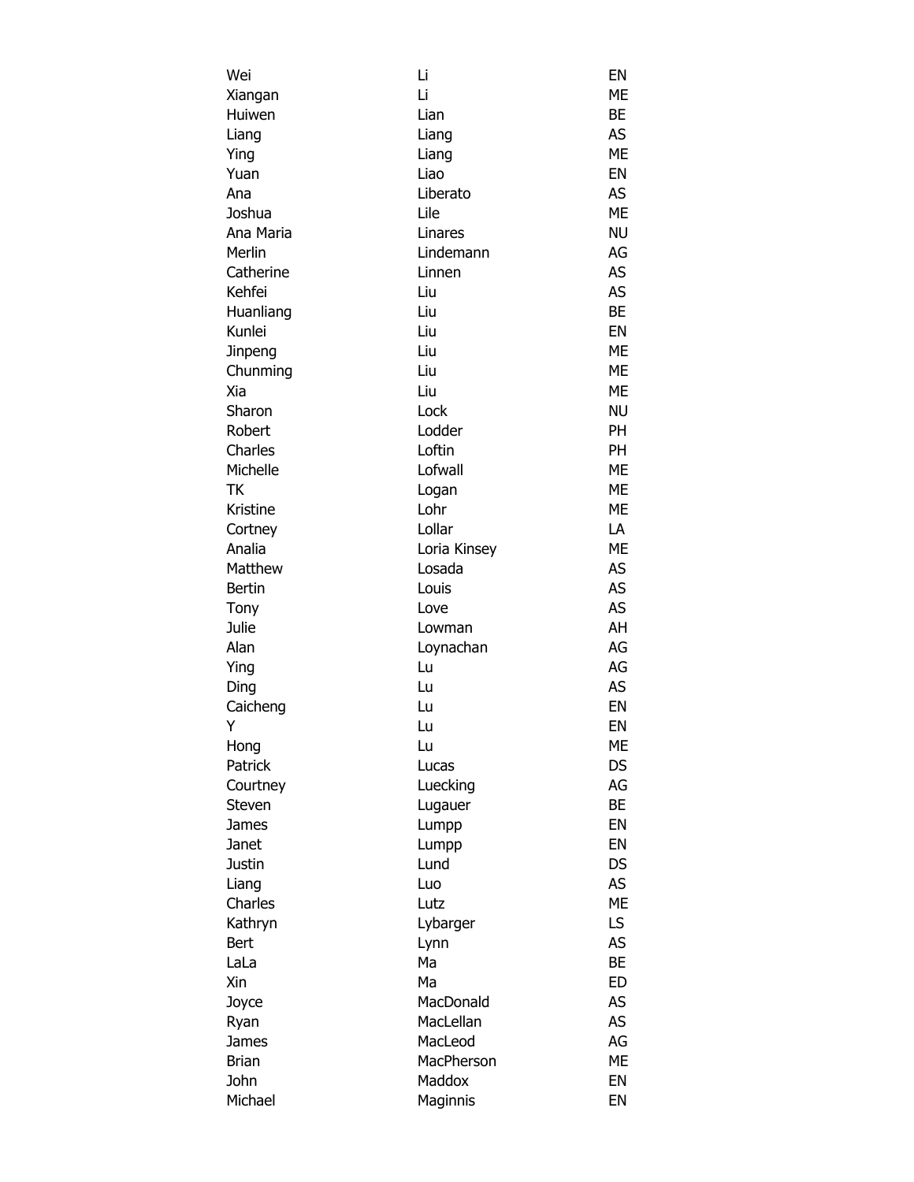| | | |
|---|---|---|
| Wei | Li | EN |
| Xiangan | Li | ME |
| Huiwen | Lian | BE |
| Liang | Liang | AS |
| Ying | Liang | ME |
| Yuan | Liao | EN |
| Ana | Liberato | AS |
| Joshua | Lile | ME |
| Ana Maria | Linares | NU |
| Merlin | Lindemann | AG |
| Catherine | Linnen | AS |
| Kehfei | Liu | AS |
| Huanliang | Liu | BE |
| Kunlei | Liu | EN |
| Jinpeng | Liu | ME |
| Chunming | Liu | ME |
| Xia | Liu | ME |
| Sharon | Lock | NU |
| Robert | Lodder | PH |
| Charles | Loftin | PH |
| Michelle | Lofwall | ME |
| TK | Logan | ME |
| Kristine | Lohr | ME |
| Cortney | Lollar | LA |
| Analia | Loria Kinsey | ME |
| Matthew | Losada | AS |
| Bertin | Louis | AS |
| Tony | Love | AS |
| Julie | Lowman | AH |
| Alan | Loynachan | AG |
| Ying | Lu | AG |
| Ding | Lu | AS |
| Caicheng | Lu | EN |
| Y | Lu | EN |
| Hong | Lu | ME |
| Patrick | Lucas | DS |
| Courtney | Luecking | AG |
| Steven | Lugauer | BE |
| James | Lumpp | EN |
| Janet | Lumpp | EN |
| Justin | Lund | DS |
| Liang | Luo | AS |
| Charles | Lutz | ME |
| Kathryn | Lybarger | LS |
| Bert | Lynn | AS |
| LaLa | Ma | BE |
| Xin | Ma | ED |
| Joyce | MacDonald | AS |
| Ryan | MacLellan | AS |
| James | MacLeod | AG |
| Brian | MacPherson | ME |
| John | Maddox | EN |
| Michael | Maginnis | EN |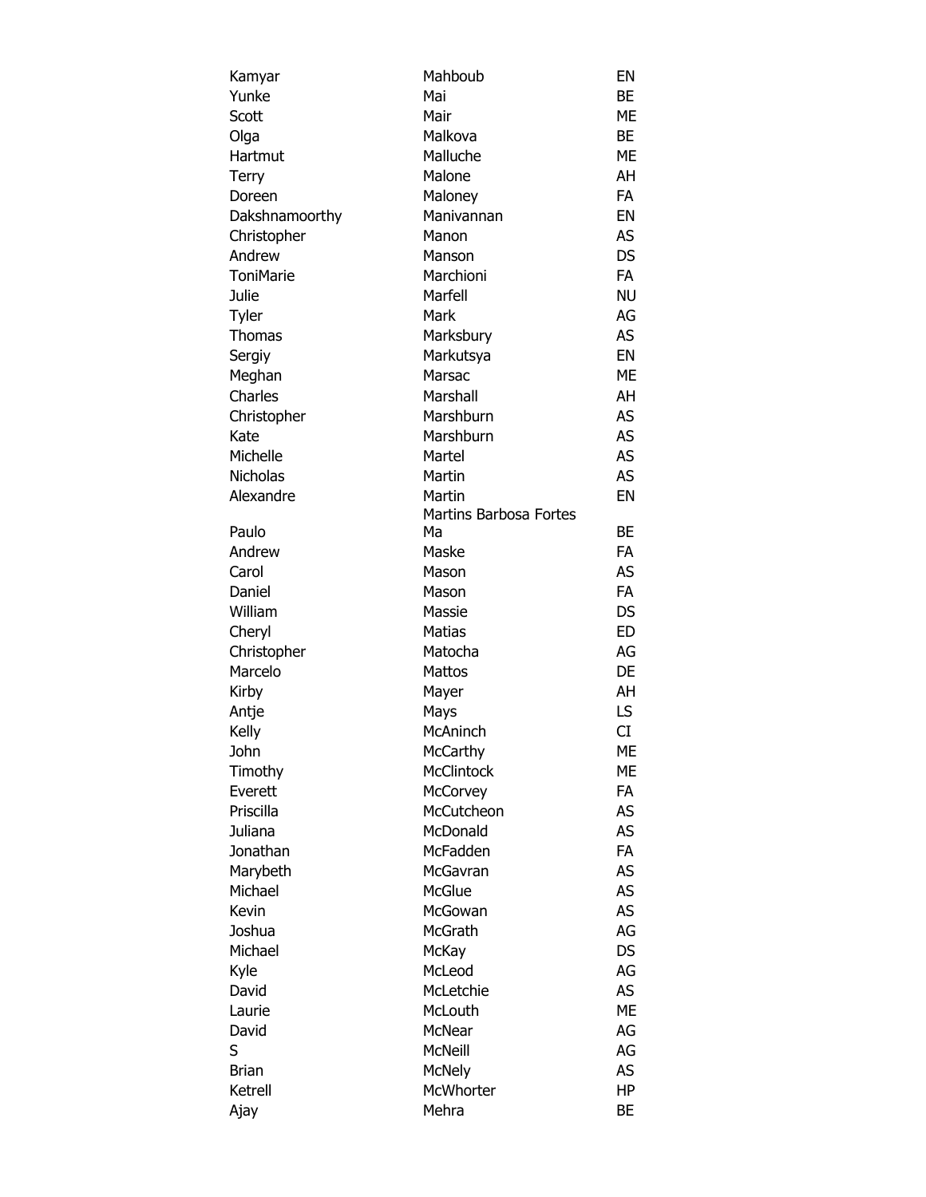| | | |
|---|---|---|
| Kamyar | Mahboub | EN |
| Yunke | Mai | BE |
| Scott | Mair | ME |
| Olga | Malkova | BE |
| Hartmut | Malluche | ME |
| Terry | Malone | AH |
| Doreen | Maloney | FA |
| Dakshnamoorthy | Manivannan | EN |
| Christopher | Manon | AS |
| Andrew | Manson | DS |
| ToniMarie | Marchioni | FA |
| Julie | Marfell | NU |
| Tyler | Mark | AG |
| Thomas | Marksbury | AS |
| Sergiy | Markutsya | EN |
| Meghan | Marsac | ME |
| Charles | Marshall | AH |
| Christopher | Marshburn | AS |
| Kate | Marshburn | AS |
| Michelle | Martel | AS |
| Nicholas | Martin | AS |
| Alexandre | Martin | EN |
| Paulo | Martins Barbosa Fortes Ma | BE |
| Andrew | Maske | FA |
| Carol | Mason | AS |
| Daniel | Mason | FA |
| William | Massie | DS |
| Cheryl | Matias | ED |
| Christopher | Matocha | AG |
| Marcelo | Mattos | DE |
| Kirby | Mayer | AH |
| Antje | Mays | LS |
| Kelly | McAninch | CI |
| John | McCarthy | ME |
| Timothy | McClintock | ME |
| Everett | McCorvey | FA |
| Priscilla | McCutcheon | AS |
| Juliana | McDonald | AS |
| Jonathan | McFadden | FA |
| Marybeth | McGavran | AS |
| Michael | McGlue | AS |
| Kevin | McGowan | AS |
| Joshua | McGrath | AG |
| Michael | McKay | DS |
| Kyle | McLeod | AG |
| David | McLetchie | AS |
| Laurie | McLouth | ME |
| David | McNear | AG |
| S | McNeill | AG |
| Brian | McNely | AS |
| Ketrell | McWhorter | HP |
| Ajay | Mehra | BE |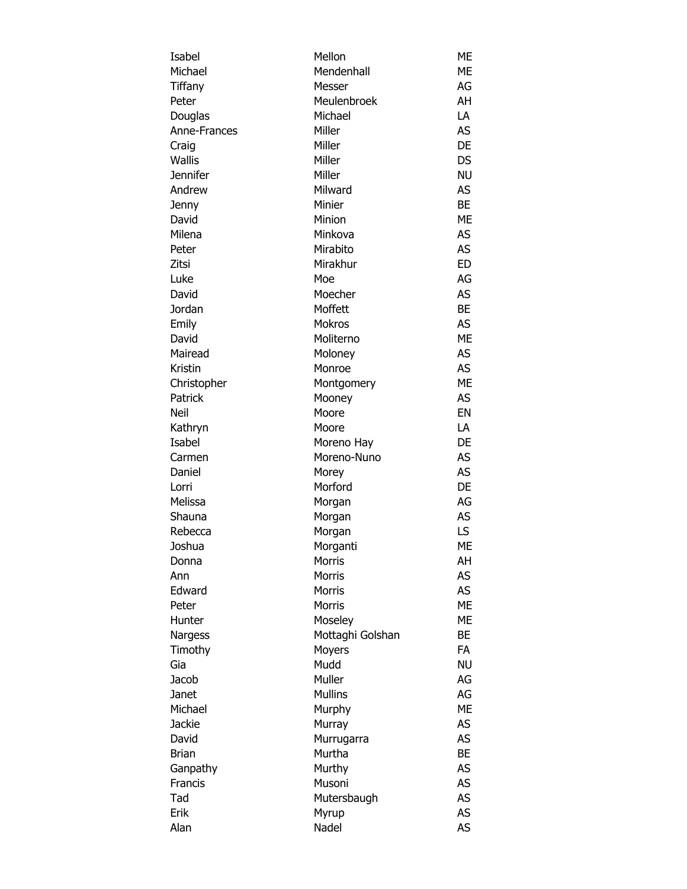| | | |
|---|---|---|
| Isabel | Mellon | ME |
| Michael | Mendenhall | ME |
| Tiffany | Messer | AG |
| Peter | Meulenbroek | AH |
| Douglas | Michael | LA |
| Anne-Frances | Miller | AS |
| Craig | Miller | DE |
| Wallis | Miller | DS |
| Jennifer | Miller | NU |
| Andrew | Milward | AS |
| Jenny | Minier | BE |
| David | Minion | ME |
| Milena | Minkova | AS |
| Peter | Mirabito | AS |
| Zitsi | Mirakhur | ED |
| Luke | Moe | AG |
| David | Moecher | AS |
| Jordan | Moffett | BE |
| Emily | Mokros | AS |
| David | Moliterno | ME |
| Mairead | Moloney | AS |
| Kristin | Monroe | AS |
| Christopher | Montgomery | ME |
| Patrick | Mooney | AS |
| Neil | Moore | EN |
| Kathryn | Moore | LA |
| Isabel | Moreno Hay | DE |
| Carmen | Moreno-Nuno | AS |
| Daniel | Morey | AS |
| Lorri | Morford | DE |
| Melissa | Morgan | AG |
| Shauna | Morgan | AS |
| Rebecca | Morgan | LS |
| Joshua | Morganti | ME |
| Donna | Morris | AH |
| Ann | Morris | AS |
| Edward | Morris | AS |
| Peter | Morris | ME |
| Hunter | Moseley | ME |
| Nargess | Mottaghi Golshan | BE |
| Timothy | Moyers | FA |
| Gia | Mudd | NU |
| Jacob | Muller | AG |
| Janet | Mullins | AG |
| Michael | Murphy | ME |
| Jackie | Murray | AS |
| David | Murrugarra | AS |
| Brian | Murtha | BE |
| Ganpathy | Murthy | AS |
| Francis | Musoni | AS |
| Tad | Mutersbaugh | AS |
| Erik | Myrup | AS |
| Alan | Nadel | AS |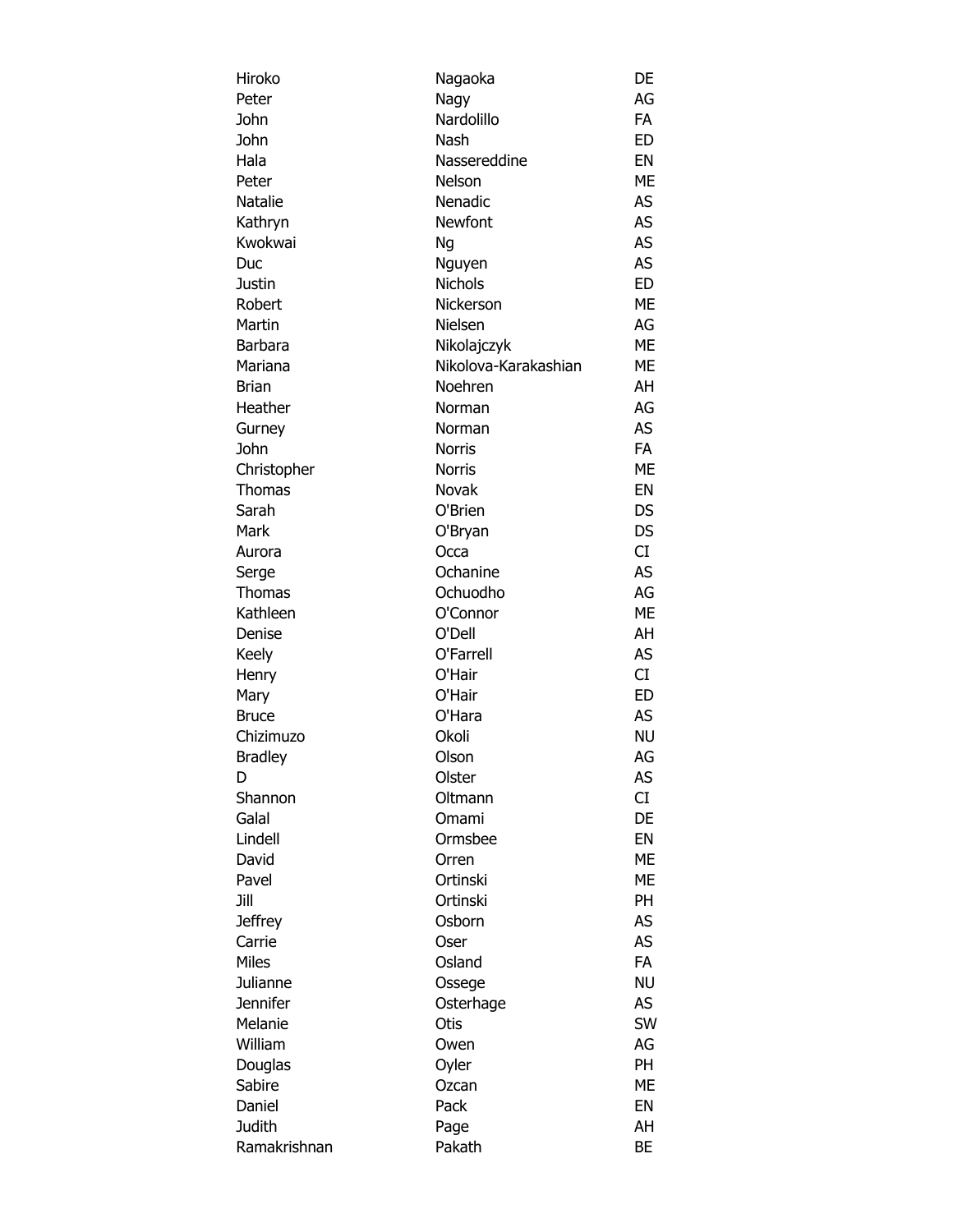| | | |
|---|---|---|
| Hiroko | Nagaoka | DE |
| Peter | Nagy | AG |
| John | Nardolillo | FA |
| John | Nash | ED |
| Hala | Nassereddine | EN |
| Peter | Nelson | ME |
| Natalie | Nenadic | AS |
| Kathryn | Newfont | AS |
| Kwokwai | Ng | AS |
| Duc | Nguyen | AS |
| Justin | Nichols | ED |
| Robert | Nickerson | ME |
| Martin | Nielsen | AG |
| Barbara | Nikolajczyk | ME |
| Mariana | Nikolova-Karakashian | ME |
| Brian | Noehren | AH |
| Heather | Norman | AG |
| Gurney | Norman | AS |
| John | Norris | FA |
| Christopher | Norris | ME |
| Thomas | Novak | EN |
| Sarah | O'Brien | DS |
| Mark | O'Bryan | DS |
| Aurora | Occa | CI |
| Serge | Ochanine | AS |
| Thomas | Ochuodho | AG |
| Kathleen | O'Connor | ME |
| Denise | O'Dell | AH |
| Keely | O'Farrell | AS |
| Henry | O'Hair | CI |
| Mary | O'Hair | ED |
| Bruce | O'Hara | AS |
| Chizimuzo | Okoli | NU |
| Bradley | Olson | AG |
| D | Olster | AS |
| Shannon | Oltmann | CI |
| Galal | Omami | DE |
| Lindell | Ormsbee | EN |
| David | Orren | ME |
| Pavel | Ortinski | ME |
| Jill | Ortinski | PH |
| Jeffrey | Osborn | AS |
| Carrie | Oser | AS |
| Miles | Osland | FA |
| Julianne | Ossege | NU |
| Jennifer | Osterhage | AS |
| Melanie | Otis | SW |
| William | Owen | AG |
| Douglas | Oyler | PH |
| Sabire | Ozcan | ME |
| Daniel | Pack | EN |
| Judith | Page | AH |
| Ramakrishnan | Pakath | BE |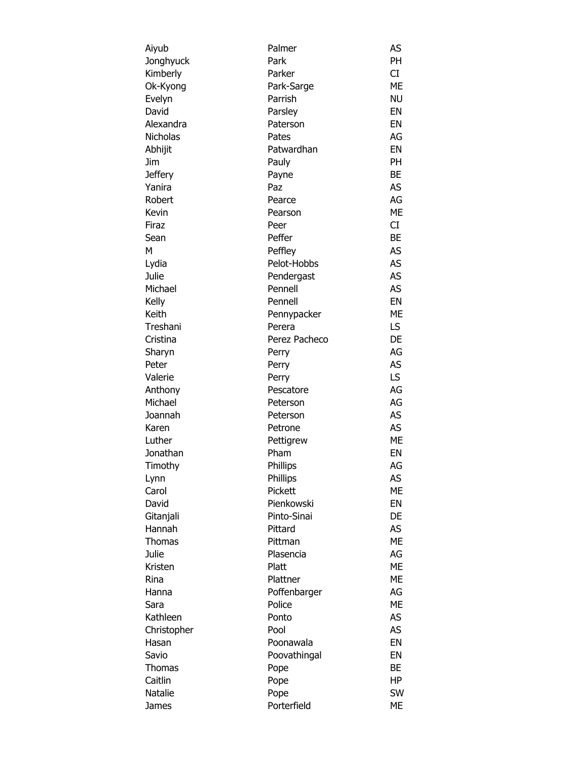| | | |
|---|---|---|
| Aiyub | Palmer | AS |
| Jonghyuck | Park | PH |
| Kimberly | Parker | CI |
| Ok-Kyong | Park-Sarge | ME |
| Evelyn | Parrish | NU |
| David | Parsley | EN |
| Alexandra | Paterson | EN |
| Nicholas | Pates | AG |
| Abhijit | Patwardhan | EN |
| Jim | Pauly | PH |
| Jeffery | Payne | BE |
| Yanira | Paz | AS |
| Robert | Pearce | AG |
| Kevin | Pearson | ME |
| Firaz | Peer | CI |
| Sean | Peffer | BE |
| M | Peffley | AS |
| Lydia | Pelot-Hobbs | AS |
| Julie | Pendergast | AS |
| Michael | Pennell | AS |
| Kelly | Pennell | EN |
| Keith | Pennypacker | ME |
| Treshani | Perera | LS |
| Cristina | Perez Pacheco | DE |
| Sharyn | Perry | AG |
| Peter | Perry | AS |
| Valerie | Perry | LS |
| Anthony | Pescatore | AG |
| Michael | Peterson | AG |
| Joannah | Peterson | AS |
| Karen | Petrone | AS |
| Luther | Pettigrew | ME |
| Jonathan | Pham | EN |
| Timothy | Phillips | AG |
| Lynn | Phillips | AS |
| Carol | Pickett | ME |
| David | Pienkowski | EN |
| Gitanjali | Pinto-Sinai | DE |
| Hannah | Pittard | AS |
| Thomas | Pittman | ME |
| Julie | Plasencia | AG |
| Kristen | Platt | ME |
| Rina | Plattner | ME |
| Hanna | Poffenbarger | AG |
| Sara | Police | ME |
| Kathleen | Ponto | AS |
| Christopher | Pool | AS |
| Hasan | Poonawala | EN |
| Savio | Poovathingal | EN |
| Thomas | Pope | BE |
| Caitlin | Pope | HP |
| Natalie | Pope | SW |
| James | Porterfield | ME |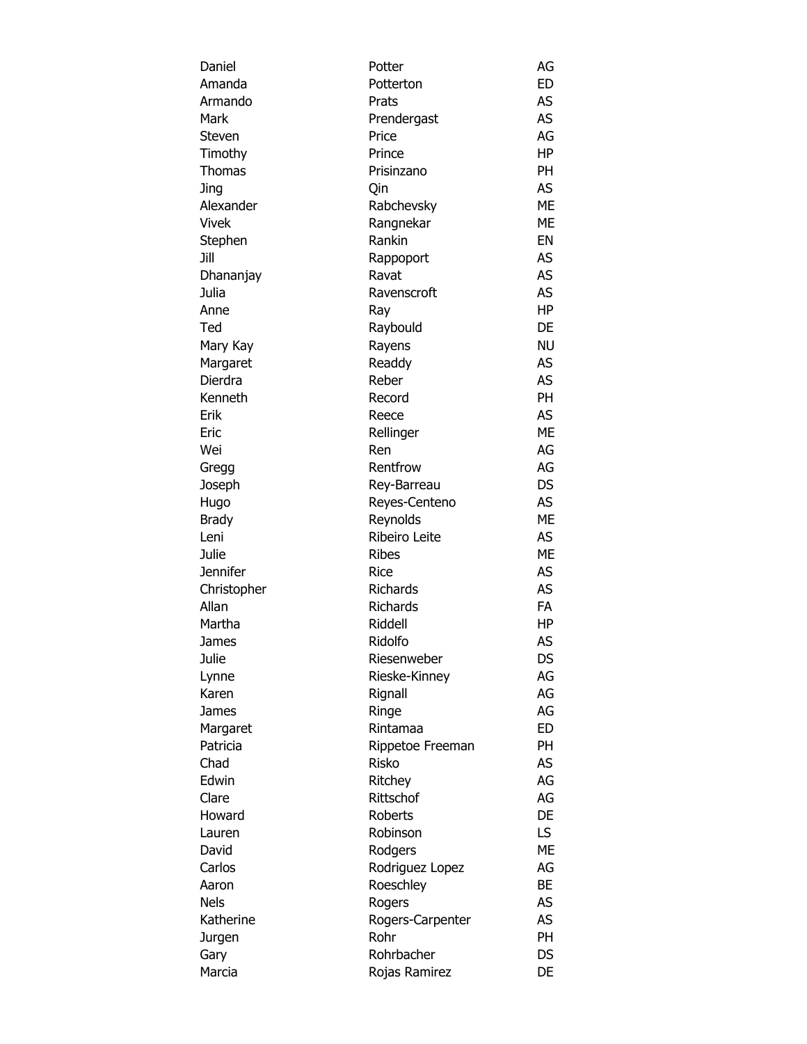| | | |
|---|---|---|
| Daniel | Potter | AG |
| Amanda | Potterton | ED |
| Armando | Prats | AS |
| Mark | Prendergast | AS |
| Steven | Price | AG |
| Timothy | Prince | HP |
| Thomas | Prisinzano | PH |
| Jing | Qin | AS |
| Alexander | Rabchevsky | ME |
| Vivek | Rangnekar | ME |
| Stephen | Rankin | EN |
| Jill | Rappoport | AS |
| Dhananjay | Ravat | AS |
| Julia | Ravenscroft | AS |
| Anne | Ray | HP |
| Ted | Raybould | DE |
| Mary Kay | Rayens | NU |
| Margaret | Readdy | AS |
| Dierdra | Reber | AS |
| Kenneth | Record | PH |
| Erik | Reece | AS |
| Eric | Rellinger | ME |
| Wei | Ren | AG |
| Gregg | Rentfrow | AG |
| Joseph | Rey-Barreau | DS |
| Hugo | Reyes-Centeno | AS |
| Brady | Reynolds | ME |
| Leni | Ribeiro Leite | AS |
| Julie | Ribes | ME |
| Jennifer | Rice | AS |
| Christopher | Richards | AS |
| Allan | Richards | FA |
| Martha | Riddell | HP |
| James | Ridolfo | AS |
| Julie | Riesenweber | DS |
| Lynne | Rieske-Kinney | AG |
| Karen | Rignall | AG |
| James | Ringe | AG |
| Margaret | Rintamaa | ED |
| Patricia | Rippetoe Freeman | PH |
| Chad | Risko | AS |
| Edwin | Ritchey | AG |
| Clare | Rittschof | AG |
| Howard | Roberts | DE |
| Lauren | Robinson | LS |
| David | Rodgers | ME |
| Carlos | Rodriguez Lopez | AG |
| Aaron | Roeschley | BE |
| Nels | Rogers | AS |
| Katherine | Rogers-Carpenter | AS |
| Jurgen | Rohr | PH |
| Gary | Rohrbacher | DS |
| Marcia | Rojas Ramirez | DE |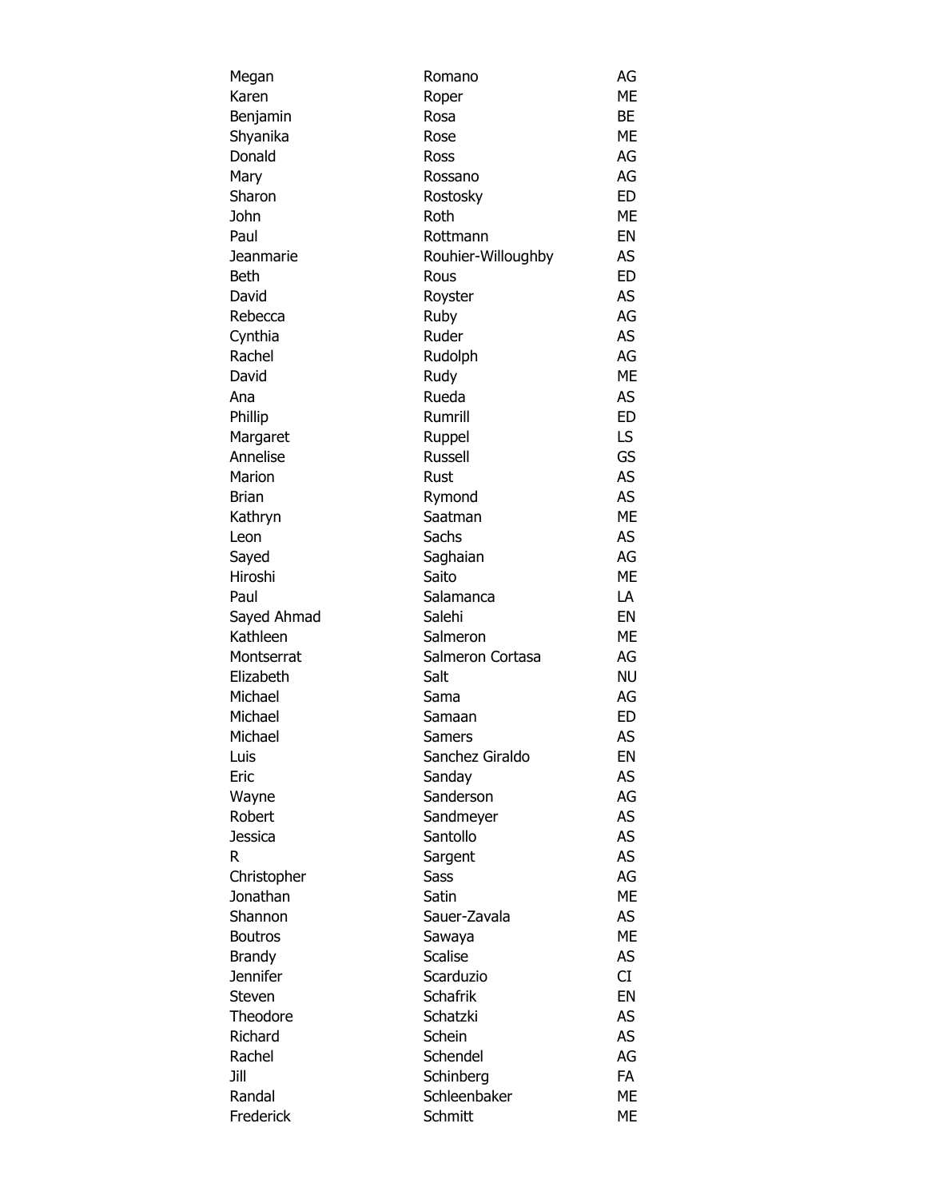| | | |
|---|---|---|
| Megan | Romano | AG |
| Karen | Roper | ME |
| Benjamin | Rosa | BE |
| Shyanika | Rose | ME |
| Donald | Ross | AG |
| Mary | Rossano | AG |
| Sharon | Rostosky | ED |
| John | Roth | ME |
| Paul | Rottmann | EN |
| Jeanmarie | Rouhier-Willoughby | AS |
| Beth | Rous | ED |
| David | Royster | AS |
| Rebecca | Ruby | AG |
| Cynthia | Ruder | AS |
| Rachel | Rudolph | AG |
| David | Rudy | ME |
| Ana | Rueda | AS |
| Phillip | Rumrill | ED |
| Margaret | Ruppel | LS |
| Annelise | Russell | GS |
| Marion | Rust | AS |
| Brian | Rymond | AS |
| Kathryn | Saatman | ME |
| Leon | Sachs | AS |
| Sayed | Saghaian | AG |
| Hiroshi | Saito | ME |
| Paul | Salamanca | LA |
| Sayed Ahmad | Salehi | EN |
| Kathleen | Salmeron | ME |
| Montserrat | Salmeron Cortasa | AG |
| Elizabeth | Salt | NU |
| Michael | Sama | AG |
| Michael | Samaan | ED |
| Michael | Samers | AS |
| Luis | Sanchez Giraldo | EN |
| Eric | Sanday | AS |
| Wayne | Sanderson | AG |
| Robert | Sandmeyer | AS |
| Jessica | Santollo | AS |
| R | Sargent | AS |
| Christopher | Sass | AG |
| Jonathan | Satin | ME |
| Shannon | Sauer-Zavala | AS |
| Boutros | Sawaya | ME |
| Brandy | Scalise | AS |
| Jennifer | Scarduzio | CI |
| Steven | Schafrik | EN |
| Theodore | Schatzki | AS |
| Richard | Schein | AS |
| Rachel | Schendel | AG |
| Jill | Schinberg | FA |
| Randal | Schleenbaker | ME |
| Frederick | Schmitt | ME |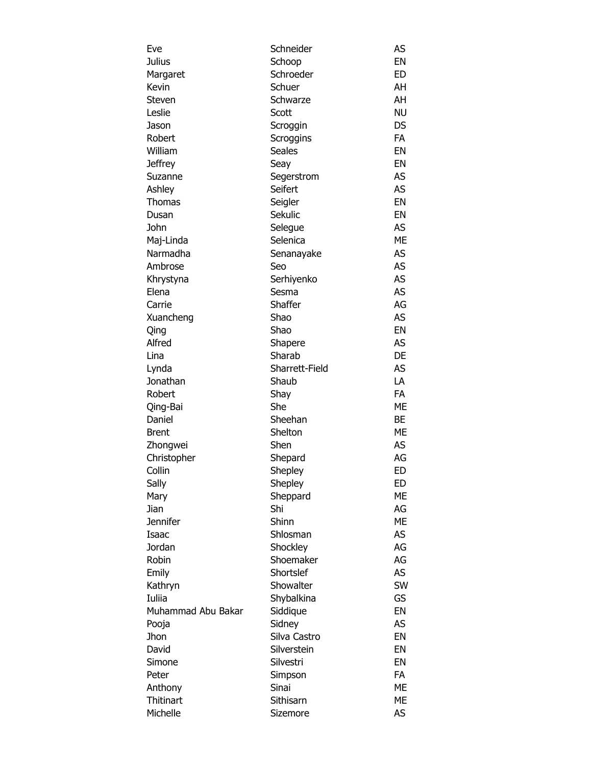| | | |
|---|---|---|
| Eve | Schneider | AS |
| Julius | Schoop | EN |
| Margaret | Schroeder | ED |
| Kevin | Schuer | AH |
| Steven | Schwarze | AH |
| Leslie | Scott | NU |
| Jason | Scroggin | DS |
| Robert | Scroggins | FA |
| William | Seales | EN |
| Jeffrey | Seay | EN |
| Suzanne | Segerstrom | AS |
| Ashley | Seifert | AS |
| Thomas | Seigler | EN |
| Dusan | Sekulic | EN |
| John | Selegue | AS |
| Maj-Linda | Selenica | ME |
| Narmadha | Senanayake | AS |
| Ambrose | Seo | AS |
| Khrystyna | Serhiyenko | AS |
| Elena | Sesma | AS |
| Carrie | Shaffer | AG |
| Xuancheng | Shao | AS |
| Qing | Shao | EN |
| Alfred | Shapere | AS |
| Lina | Sharab | DE |
| Lynda | Sharrett-Field | AS |
| Jonathan | Shaub | LA |
| Robert | Shay | FA |
| Qing-Bai | She | ME |
| Daniel | Sheehan | BE |
| Brent | Shelton | ME |
| Zhongwei | Shen | AS |
| Christopher | Shepard | AG |
| Collin | Shepley | ED |
| Sally | Shepley | ED |
| Mary | Sheppard | ME |
| Jian | Shi | AG |
| Jennifer | Shinn | ME |
| Isaac | Shlosman | AS |
| Jordan | Shockley | AG |
| Robin | Shoemaker | AG |
| Emily | Shortslef | AS |
| Kathryn | Showalter | SW |
| Iuliia | Shybalkina | GS |
| Muhammad Abu Bakar | Siddique | EN |
| Pooja | Sidney | AS |
| Jhon | Silva Castro | EN |
| David | Silverstein | EN |
| Simone | Silvestri | EN |
| Peter | Simpson | FA |
| Anthony | Sinai | ME |
| Thitinart | Sithisarn | ME |
| Michelle | Sizemore | AS |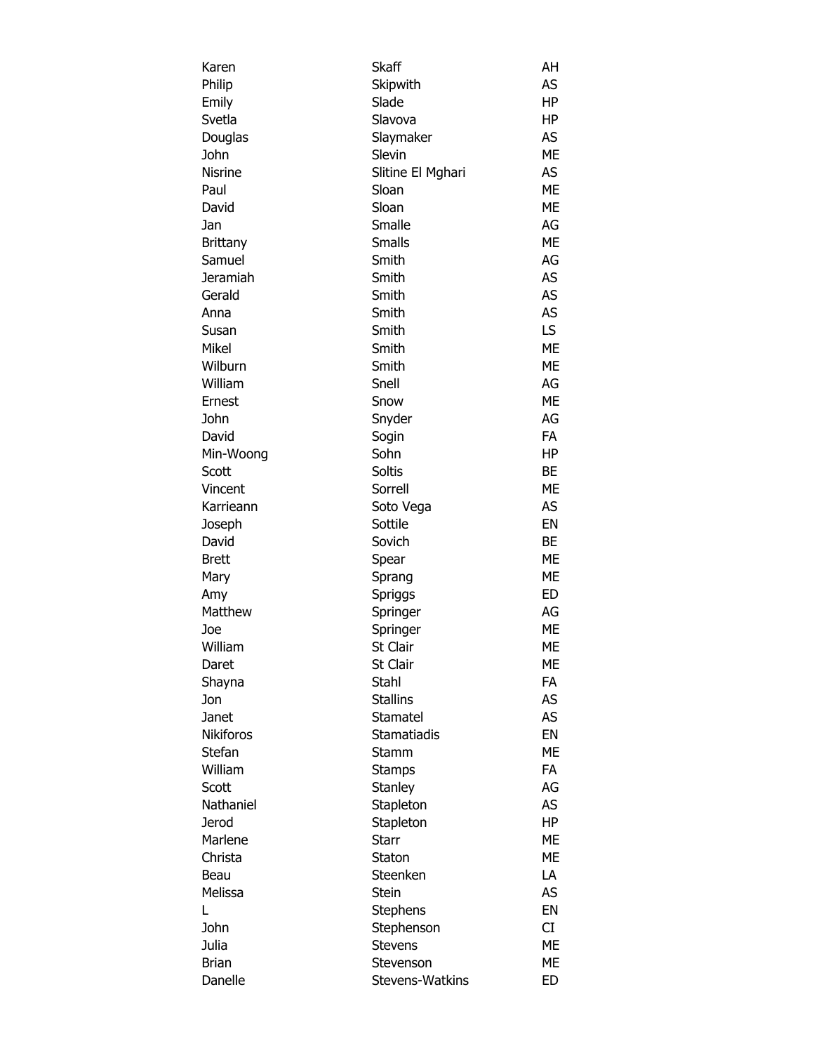| | | |
|---|---|---|
| Karen | Skaff | AH |
| Philip | Skipwith | AS |
| Emily | Slade | HP |
| Svetla | Slavova | HP |
| Douglas | Slaymaker | AS |
| John | Slevin | ME |
| Nisrine | Slitine El Mghari | AS |
| Paul | Sloan | ME |
| David | Sloan | ME |
| Jan | Smalle | AG |
| Brittany | Smalls | ME |
| Samuel | Smith | AG |
| Jeramiah | Smith | AS |
| Gerald | Smith | AS |
| Anna | Smith | AS |
| Susan | Smith | LS |
| Mikel | Smith | ME |
| Wilburn | Smith | ME |
| William | Snell | AG |
| Ernest | Snow | ME |
| John | Snyder | AG |
| David | Sogin | FA |
| Min-Woong | Sohn | HP |
| Scott | Soltis | BE |
| Vincent | Sorrell | ME |
| Karrieann | Soto Vega | AS |
| Joseph | Sottile | EN |
| David | Sovich | BE |
| Brett | Spear | ME |
| Mary | Sprang | ME |
| Amy | Spriggs | ED |
| Matthew | Springer | AG |
| Joe | Springer | ME |
| William | St Clair | ME |
| Daret | St Clair | ME |
| Shayna | Stahl | FA |
| Jon | Stallins | AS |
| Janet | Stamatel | AS |
| Nikiforos | Stamatiadis | EN |
| Stefan | Stamm | ME |
| William | Stamps | FA |
| Scott | Stanley | AG |
| Nathaniel | Stapleton | AS |
| Jerod | Stapleton | HP |
| Marlene | Starr | ME |
| Christa | Staton | ME |
| Beau | Steenken | LA |
| Melissa | Stein | AS |
| L | Stephens | EN |
| John | Stephenson | CI |
| Julia | Stevens | ME |
| Brian | Stevenson | ME |
| Danelle | Stevens-Watkins | ED |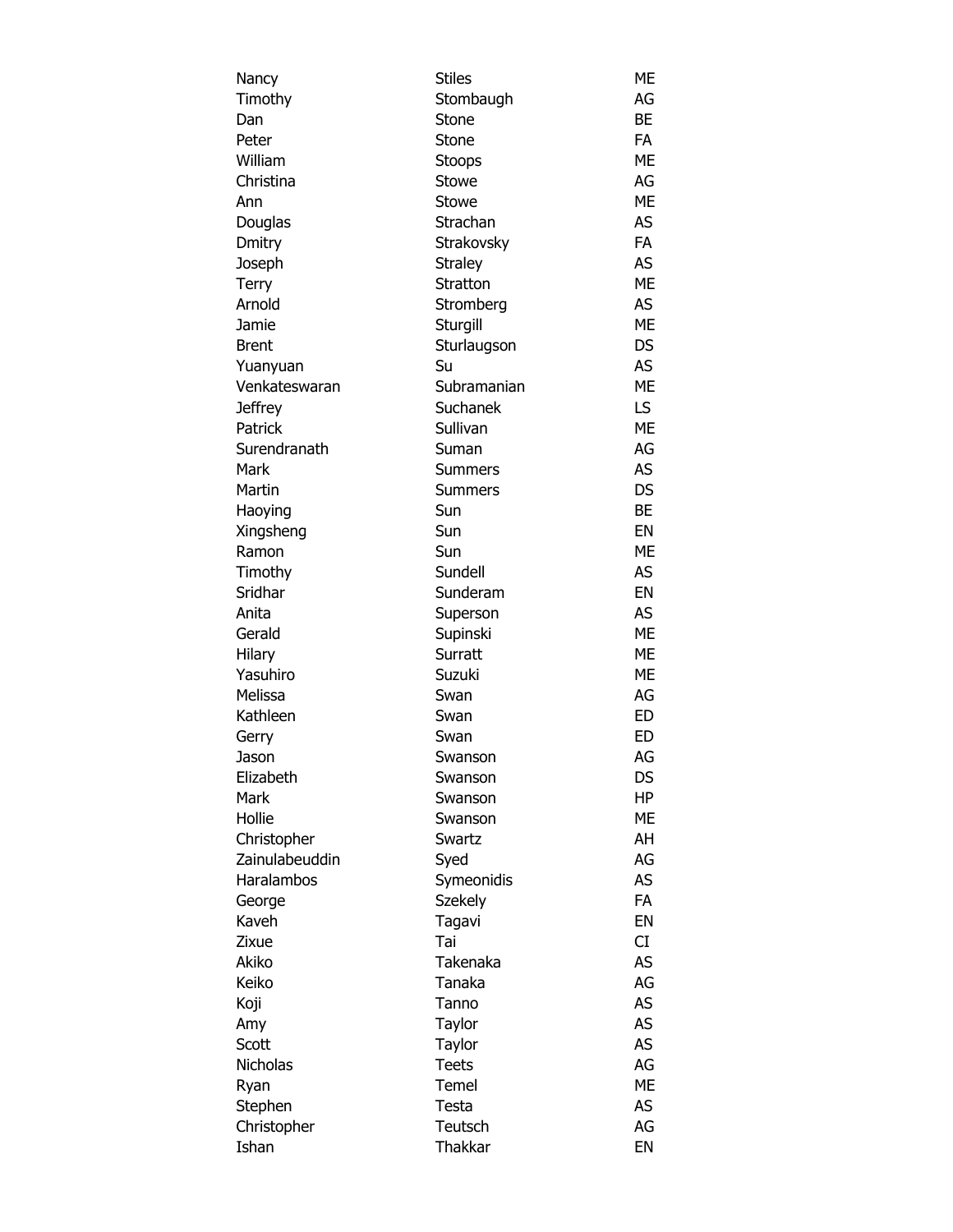| | | |
|---|---|---|
| Nancy | Stiles | ME |
| Timothy | Stombaugh | AG |
| Dan | Stone | BE |
| Peter | Stone | FA |
| William | Stoops | ME |
| Christina | Stowe | AG |
| Ann | Stowe | ME |
| Douglas | Strachan | AS |
| Dmitry | Strakovsky | FA |
| Joseph | Straley | AS |
| Terry | Stratton | ME |
| Arnold | Stromberg | AS |
| Jamie | Sturgill | ME |
| Brent | Sturlaugson | DS |
| Yuanyuan | Su | AS |
| Venkateswaran | Subramanian | ME |
| Jeffrey | Suchanek | LS |
| Patrick | Sullivan | ME |
| Surendranath | Suman | AG |
| Mark | Summers | AS |
| Martin | Summers | DS |
| Haoying | Sun | BE |
| Xingsheng | Sun | EN |
| Ramon | Sun | ME |
| Timothy | Sundell | AS |
| Sridhar | Sunderam | EN |
| Anita | Superson | AS |
| Gerald | Supinski | ME |
| Hilary | Surratt | ME |
| Yasuhiro | Suzuki | ME |
| Melissa | Swan | AG |
| Kathleen | Swan | ED |
| Gerry | Swan | ED |
| Jason | Swanson | AG |
| Elizabeth | Swanson | DS |
| Mark | Swanson | HP |
| Hollie | Swanson | ME |
| Christopher | Swartz | AH |
| Zainulabeuddin | Syed | AG |
| Haralambos | Symeonidis | AS |
| George | Szekely | FA |
| Kaveh | Tagavi | EN |
| Zixue | Tai | CI |
| Akiko | Takenaka | AS |
| Keiko | Tanaka | AG |
| Koji | Tanno | AS |
| Amy | Taylor | AS |
| Scott | Taylor | AS |
| Nicholas | Teets | AG |
| Ryan | Temel | ME |
| Stephen | Testa | AS |
| Christopher | Teutsch | AG |
| Ishan | Thakkar | EN |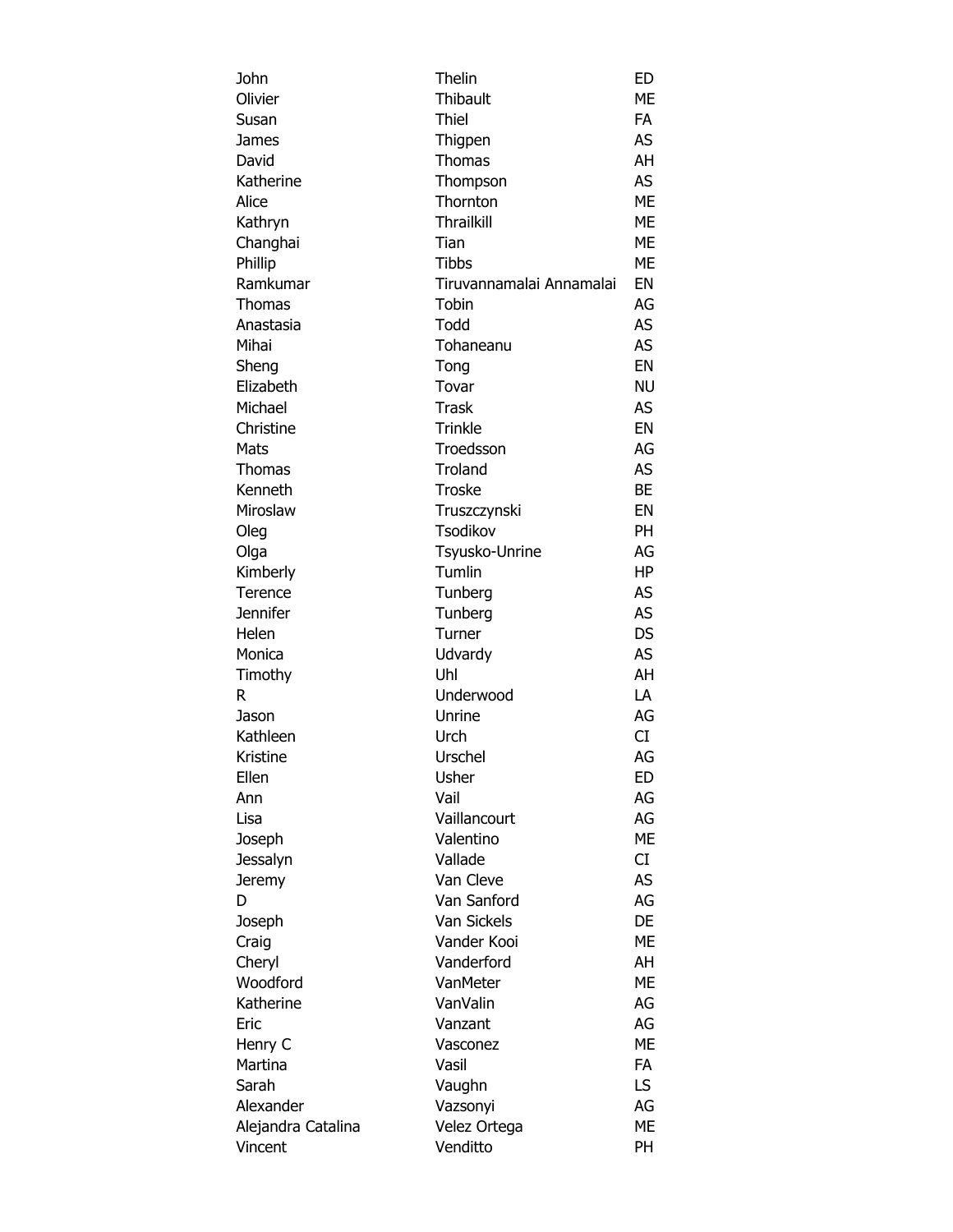| | | |
|---|---|---|
| John | Thelin | ED |
| Olivier | Thibault | ME |
| Susan | Thiel | FA |
| James | Thigpen | AS |
| David | Thomas | AH |
| Katherine | Thompson | AS |
| Alice | Thornton | ME |
| Kathryn | Thrailkill | ME |
| Changhai | Tian | ME |
| Phillip | Tibbs | ME |
| Ramkumar | Tiruvannamalai Annamalai | EN |
| Thomas | Tobin | AG |
| Anastasia | Todd | AS |
| Mihai | Tohaneanu | AS |
| Sheng | Tong | EN |
| Elizabeth | Tovar | NU |
| Michael | Trask | AS |
| Christine | Trinkle | EN |
| Mats | Troedsson | AG |
| Thomas | Troland | AS |
| Kenneth | Troske | BE |
| Miroslaw | Truszczynski | EN |
| Oleg | Tsodikov | PH |
| Olga | Tsyusko-Unrine | AG |
| Kimberly | Tumlin | HP |
| Terence | Tunberg | AS |
| Jennifer | Tunberg | AS |
| Helen | Turner | DS |
| Monica | Udvardy | AS |
| Timothy | Uhl | AH |
| R | Underwood | LA |
| Jason | Unrine | AG |
| Kathleen | Urch | CI |
| Kristine | Urschel | AG |
| Ellen | Usher | ED |
| Ann | Vail | AG |
| Lisa | Vaillancourt | AG |
| Joseph | Valentino | ME |
| Jessalyn | Vallade | CI |
| Jeremy | Van Cleve | AS |
| D | Van Sanford | AG |
| Joseph | Van Sickels | DE |
| Craig | Vander Kooi | ME |
| Cheryl | Vanderford | AH |
| Woodford | VanMeter | ME |
| Katherine | VanValin | AG |
| Eric | Vanzant | AG |
| Henry C | Vasconez | ME |
| Martina | Vasil | FA |
| Sarah | Vaughn | LS |
| Alexander | Vazsonyi | AG |
| Alejandra Catalina | Velez Ortega | ME |
| Vincent | Venditto | PH |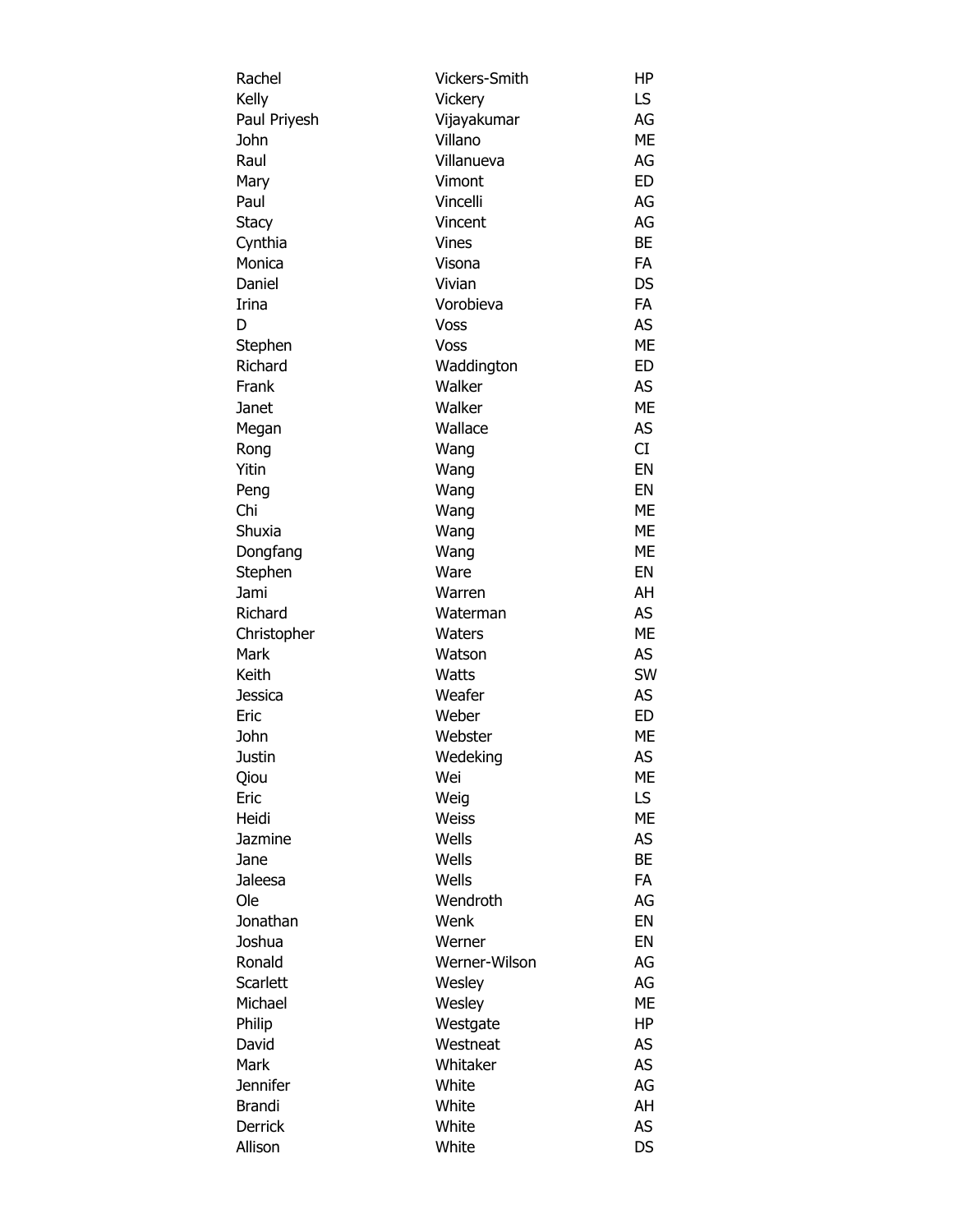| | | |
|---|---|---|
| Rachel | Vickers-Smith | HP |
| Kelly | Vickery | LS |
| Paul Priyesh | Vijayakumar | AG |
| John | Villano | ME |
| Raul | Villanueva | AG |
| Mary | Vimont | ED |
| Paul | Vincelli | AG |
| Stacy | Vincent | AG |
| Cynthia | Vines | BE |
| Monica | Visona | FA |
| Daniel | Vivian | DS |
| Irina | Vorobieva | FA |
| D | Voss | AS |
| Stephen | Voss | ME |
| Richard | Waddington | ED |
| Frank | Walker | AS |
| Janet | Walker | ME |
| Megan | Wallace | AS |
| Rong | Wang | CI |
| Yitin | Wang | EN |
| Peng | Wang | EN |
| Chi | Wang | ME |
| Shuxia | Wang | ME |
| Dongfang | Wang | ME |
| Stephen | Ware | EN |
| Jami | Warren | AH |
| Richard | Waterman | AS |
| Christopher | Waters | ME |
| Mark | Watson | AS |
| Keith | Watts | SW |
| Jessica | Weafer | AS |
| Eric | Weber | ED |
| John | Webster | ME |
| Justin | Wedeking | AS |
| Qiou | Wei | ME |
| Eric | Weig | LS |
| Heidi | Weiss | ME |
| Jazmine | Wells | AS |
| Jane | Wells | BE |
| Jaleesa | Wells | FA |
| Ole | Wendroth | AG |
| Jonathan | Wenk | EN |
| Joshua | Werner | EN |
| Ronald | Werner-Wilson | AG |
| Scarlett | Wesley | AG |
| Michael | Wesley | ME |
| Philip | Westgate | HP |
| David | Westneat | AS |
| Mark | Whitaker | AS |
| Jennifer | White | AG |
| Brandi | White | AH |
| Derrick | White | AS |
| Allison | White | DS |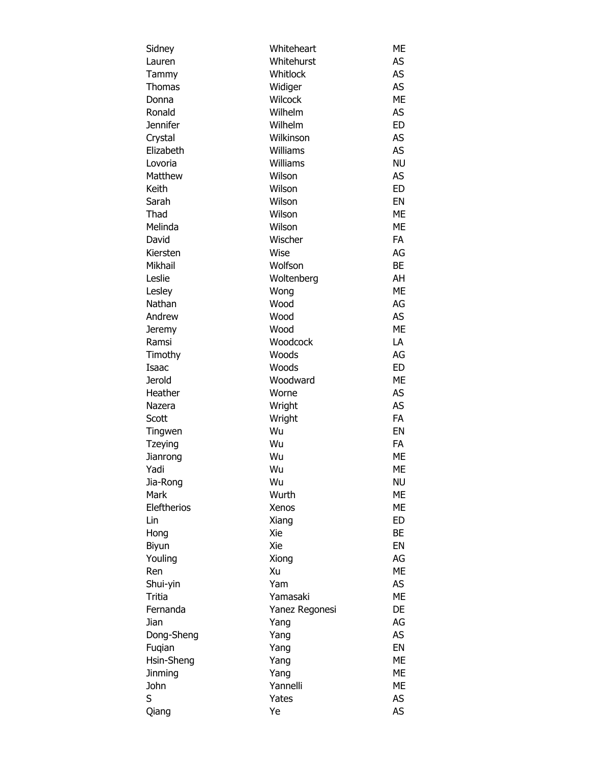| | | |
|---|---|---|
| Sidney | Whiteheart | ME |
| Lauren | Whitehurst | AS |
| Tammy | Whitlock | AS |
| Thomas | Widiger | AS |
| Donna | Wilcock | ME |
| Ronald | Wilhelm | AS |
| Jennifer | Wilhelm | ED |
| Crystal | Wilkinson | AS |
| Elizabeth | Williams | AS |
| Lovoria | Williams | NU |
| Matthew | Wilson | AS |
| Keith | Wilson | ED |
| Sarah | Wilson | EN |
| Thad | Wilson | ME |
| Melinda | Wilson | ME |
| David | Wischer | FA |
| Kiersten | Wise | AG |
| Mikhail | Wolfson | BE |
| Leslie | Woltenberg | AH |
| Lesley | Wong | ME |
| Nathan | Wood | AG |
| Andrew | Wood | AS |
| Jeremy | Wood | ME |
| Ramsi | Woodcock | LA |
| Timothy | Woods | AG |
| Isaac | Woods | ED |
| Jerold | Woodward | ME |
| Heather | Worne | AS |
| Nazera | Wright | AS |
| Scott | Wright | FA |
| Tingwen | Wu | EN |
| Tzeying | Wu | FA |
| Jianrong | Wu | ME |
| Yadi | Wu | ME |
| Jia-Rong | Wu | NU |
| Mark | Wurth | ME |
| Eleftherios | Xenos | ME |
| Lin | Xiang | ED |
| Hong | Xie | BE |
| Biyun | Xie | EN |
| Youling | Xiong | AG |
| Ren | Xu | ME |
| Shui-yin | Yam | AS |
| Tritia | Yamasaki | ME |
| Fernanda | Yanez Regonesi | DE |
| Jian | Yang | AG |
| Dong-Sheng | Yang | AS |
| Fuqian | Yang | EN |
| Hsin-Sheng | Yang | ME |
| Jinming | Yang | ME |
| John | Yannelli | ME |
| S | Yates | AS |
| Qiang | Ye | AS |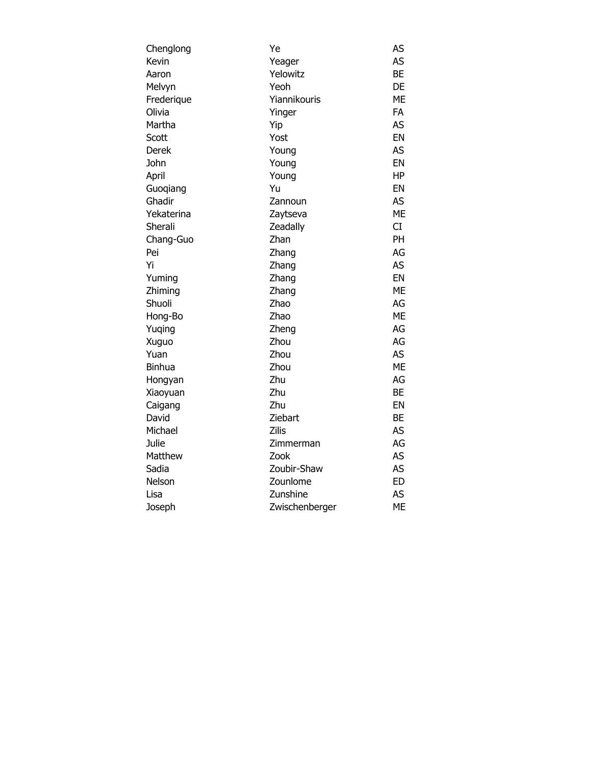| | | |
|---|---|---|
| Chenglong | Ye | AS |
| Kevin | Yeager | AS |
| Aaron | Yelowitz | BE |
| Melvyn | Yeoh | DE |
| Frederique | Yiannikouris | ME |
| Olivia | Yinger | FA |
| Martha | Yip | AS |
| Scott | Yost | EN |
| Derek | Young | AS |
| John | Young | EN |
| April | Young | HP |
| Guoqiang | Yu | EN |
| Ghadir | Zannoun | AS |
| Yekaterina | Zaytseva | ME |
| Sherali | Zeadally | CI |
| Chang-Guo | Zhan | PH |
| Pei | Zhang | AG |
| Yi | Zhang | AS |
| Yuming | Zhang | EN |
| Zhiming | Zhang | ME |
| Shuoli | Zhao | AG |
| Hong-Bo | Zhao | ME |
| Yuqing | Zheng | AG |
| Xuguo | Zhou | AG |
| Yuan | Zhou | AS |
| Binhua | Zhou | ME |
| Hongyan | Zhu | AG |
| Xiaoyuan | Zhu | BE |
| Caigang | Zhu | EN |
| David | Ziebart | BE |
| Michael | Zilis | AS |
| Julie | Zimmerman | AG |
| Matthew | Zook | AS |
| Sadia | Zoubir-Shaw | AS |
| Nelson | Zounlome | ED |
| Lisa | Zunshine | AS |
| Joseph | Zwischenberger | ME |